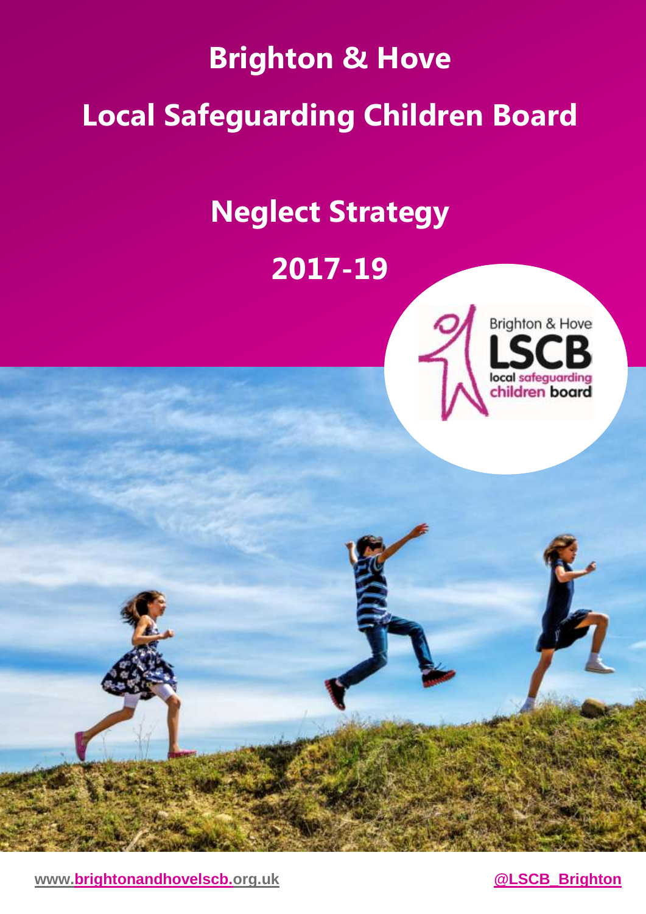# Brighton & Hove

# Local Safeguarding Children Board

## Neglect Strategy

## 2017-19

www.brightonandhovelscb.org.uk

@LSCB_Brighton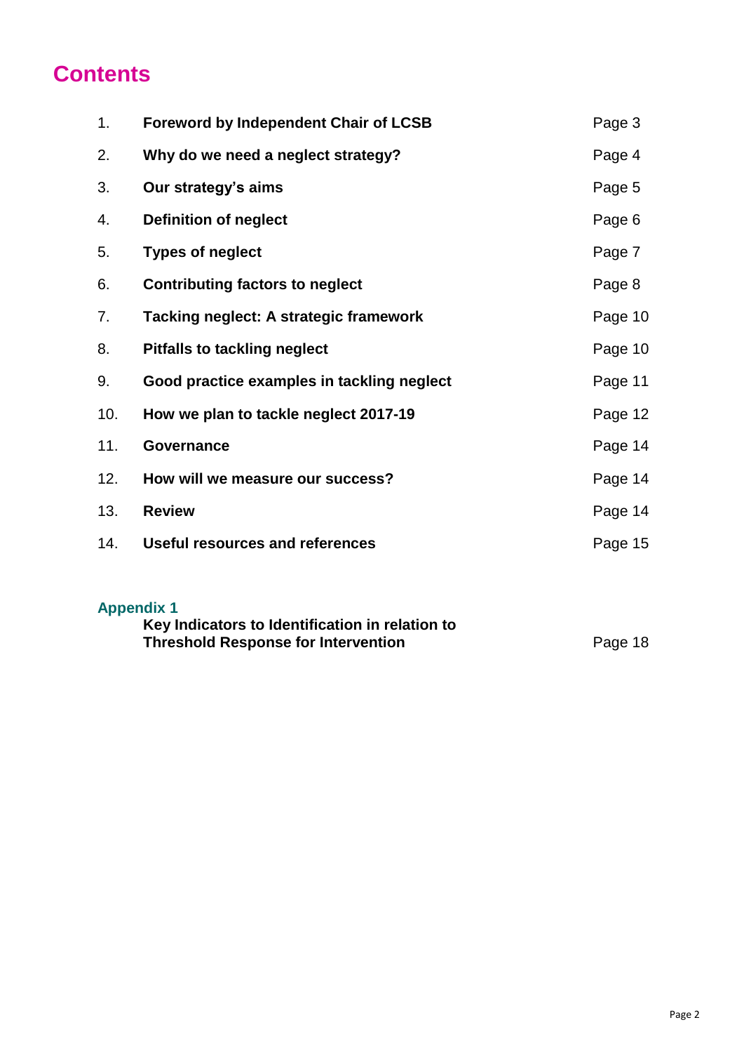# Contents

| | | |
|---|---|---|
| 1. | **Foreword by Independent Chair of LCSB** | Page 3 |
| 2. | **Why do we need a neglect strategy?** | Page 4 |
| 3. | **Our strategy's aims** | Page 5 |
| 4. | **Definition of neglect** | Page 6 |
| 5. | **Types of neglect** | Page 7 |
| 6. | **Contributing factors to neglect** | Page 8 |
| 7. | **Tacking neglect: A strategic framework** | Page 10 |
| 8. | **Pitfalls to tackling neglect** | Page 10 |
| 9. | **Good practice examples in tackling neglect** | Page 11 |
| 10. | **How we plan to tackle neglect 2017-19** | Page 12 |
| 11. | **Governance** | Page 14 |
| 12. | **How will we measure our success?** | Page 14 |
| 13. | **Review** | Page 14 |
| 14. | **Useful resources and references** | Page 15 |

**Appendix 1**

**Key Indicators to Identification in relation to Threshold Response for Intervention** — Page 18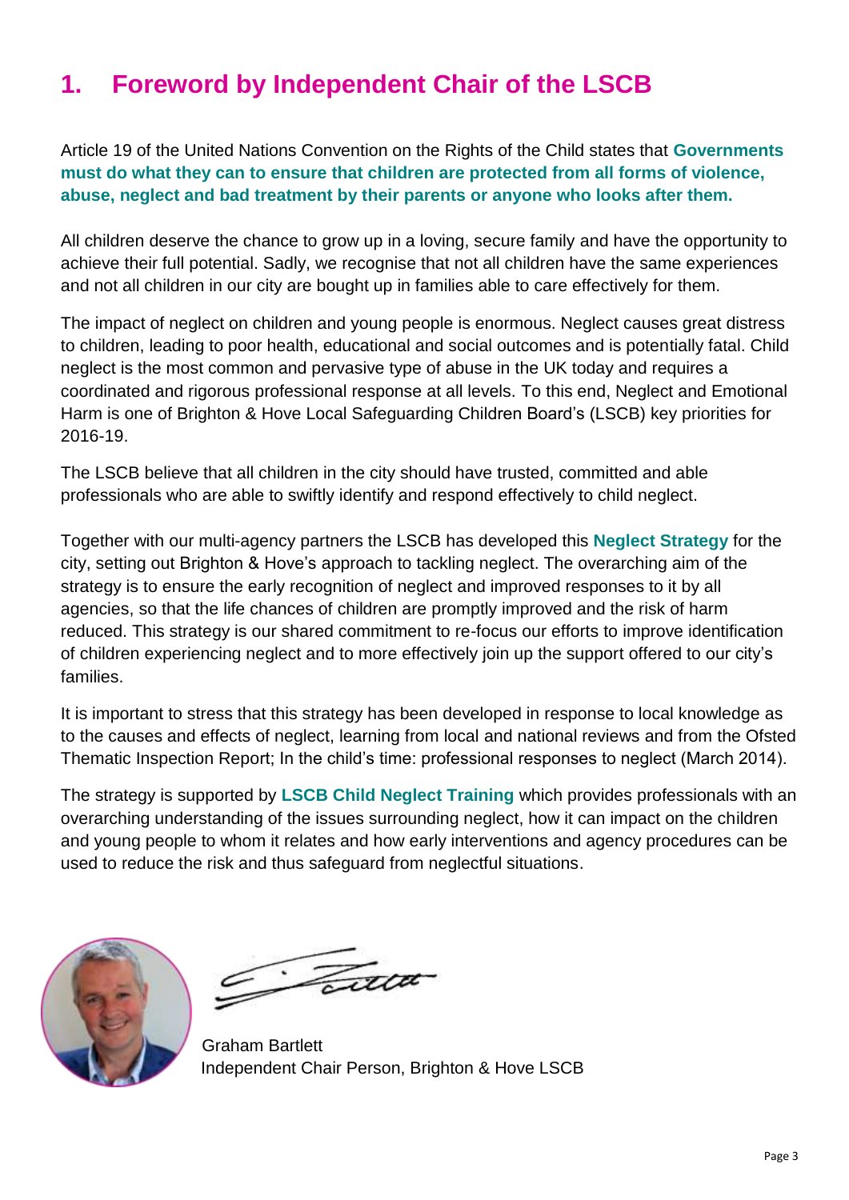# 1. Foreword by Independent Chair of the LSCB

Article 19 of the United Nations Convention on the Rights of the Child states that **Governments must do what they can to ensure that children are protected from all forms of violence, abuse, neglect and bad treatment by their parents or anyone who looks after them.**

All children deserve the chance to grow up in a loving, secure family and have the opportunity to achieve their full potential. Sadly, we recognise that not all children have the same experiences and not all children in our city are bought up in families able to care effectively for them.

The impact of neglect on children and young people is enormous. Neglect causes great distress to children, leading to poor health, educational and social outcomes and is potentially fatal. Child neglect is the most common and pervasive type of abuse in the UK today and requires a coordinated and rigorous professional response at all levels. To this end, Neglect and Emotional Harm is one of Brighton & Hove Local Safeguarding Children Board's (LSCB) key priorities for 2016-19.

The LSCB believe that all children in the city should have trusted, committed and able professionals who are able to swiftly identify and respond effectively to child neglect.

Together with our multi-agency partners the LSCB has developed this **Neglect Strategy** for the city, setting out Brighton & Hove's approach to tackling neglect. The overarching aim of the strategy is to ensure the early recognition of neglect and improved responses to it by all agencies, so that the life chances of children are promptly improved and the risk of harm reduced. This strategy is our shared commitment to re-focus our efforts to improve identification of children experiencing neglect and to more effectively join up the support offered to our city's families.

It is important to stress that this strategy has been developed in response to local knowledge as to the causes and effects of neglect, learning from local and national reviews and from the Ofsted Thematic Inspection Report; In the child's time: professional responses to neglect (March 2014).

The strategy is supported by **LSCB Child Neglect Training** which provides professionals with an overarching understanding of the issues surrounding neglect, how it can impact on the children and young people to whom it relates and how early interventions and agency procedures can be used to reduce the risk and thus safeguard from neglectful situations.

Graham Bartlett
Independent Chair Person, Brighton & Hove LSCB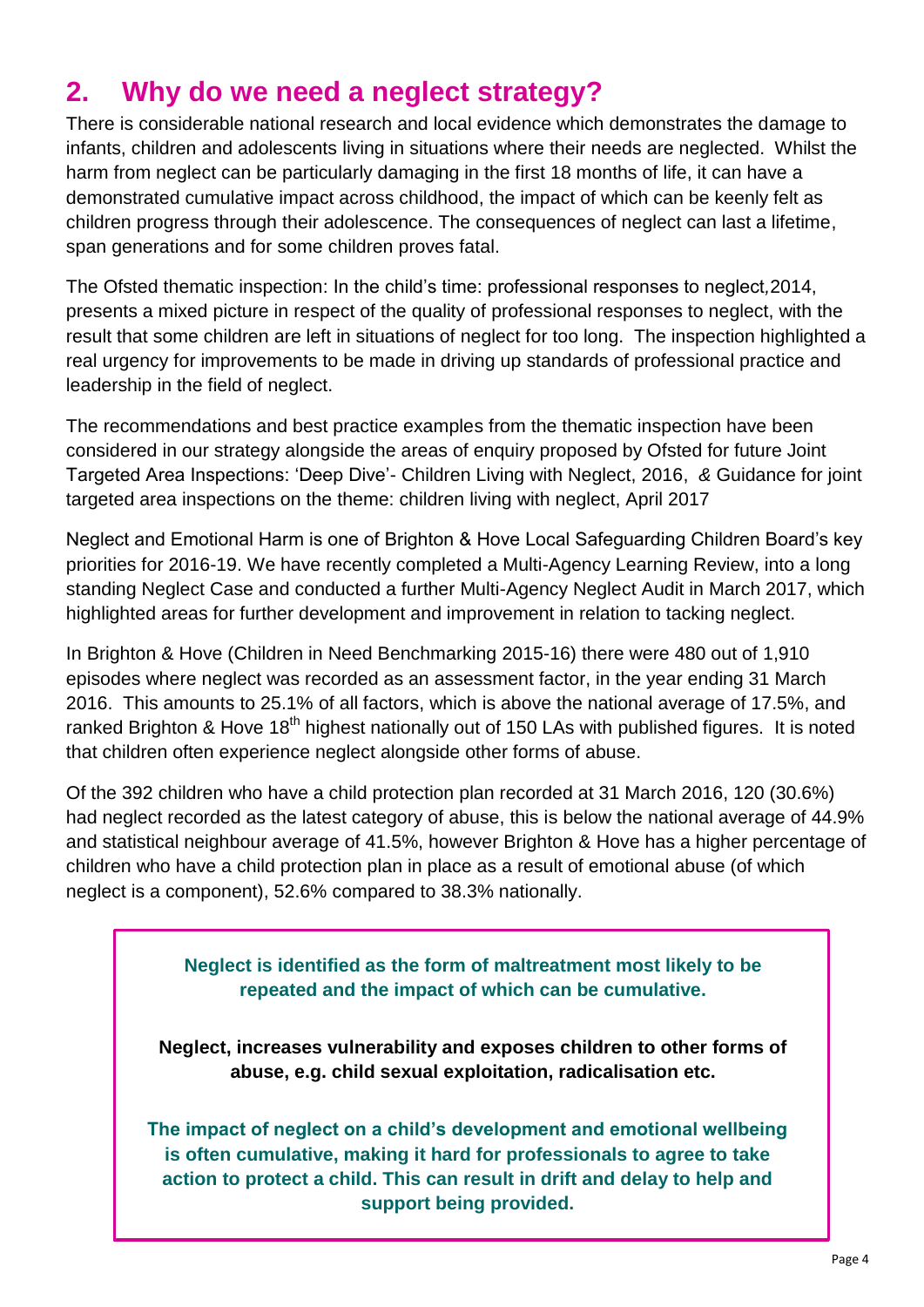## 2. Why do we need a neglect strategy?

There is considerable national research and local evidence which demonstrates the damage to infants, children and adolescents living in situations where their needs are neglected. Whilst the harm from neglect can be particularly damaging in the first 18 months of life, it can have a demonstrated cumulative impact across childhood, the impact of which can be keenly felt as children progress through their adolescence. The consequences of neglect can last a lifetime, span generations and for some children proves fatal.

The Ofsted thematic inspection: In the child's time: professional responses to neglect*,*2014, presents a mixed picture in respect of the quality of professional responses to neglect, with the result that some children are left in situations of neglect for too long. The inspection highlighted a real urgency for improvements to be made in driving up standards of professional practice and leadership in the field of neglect.

The recommendations and best practice examples from the thematic inspection have been considered in our strategy alongside the areas of enquiry proposed by Ofsted for future Joint Targeted Area Inspections: 'Deep Dive'- Children Living with Neglect, 2016, *&* Guidance for joint targeted area inspections on the theme: children living with neglect, April 2017

Neglect and Emotional Harm is one of Brighton & Hove Local Safeguarding Children Board's key priorities for 2016-19. We have recently completed a Multi-Agency Learning Review, into a long standing Neglect Case and conducted a further Multi-Agency Neglect Audit in March 2017, which highlighted areas for further development and improvement in relation to tacking neglect.

In Brighton & Hove (Children in Need Benchmarking 2015-16) there were 480 out of 1,910 episodes where neglect was recorded as an assessment factor, in the year ending 31 March 2016. This amounts to 25.1% of all factors, which is above the national average of 17.5%, and ranked Brighton & Hove 18th highest nationally out of 150 LAs with published figures. It is noted that children often experience neglect alongside other forms of abuse.

Of the 392 children who have a child protection plan recorded at 31 March 2016, 120 (30.6%) had neglect recorded as the latest category of abuse, this is below the national average of 44.9% and statistical neighbour average of 41.5%, however Brighton & Hove has a higher percentage of children who have a child protection plan in place as a result of emotional abuse (of which neglect is a component), 52.6% compared to 38.3% nationally.

**Neglect is identified as the form of maltreatment most likely to be repeated and the impact of which can be cumulative.**

**Neglect, increases vulnerability and exposes children to other forms of abuse, e.g. child sexual exploitation, radicalisation etc.**

**The impact of neglect on a child's development and emotional wellbeing is often cumulative, making it hard for professionals to agree to take action to protect a child. This can result in drift and delay to help and support being provided.**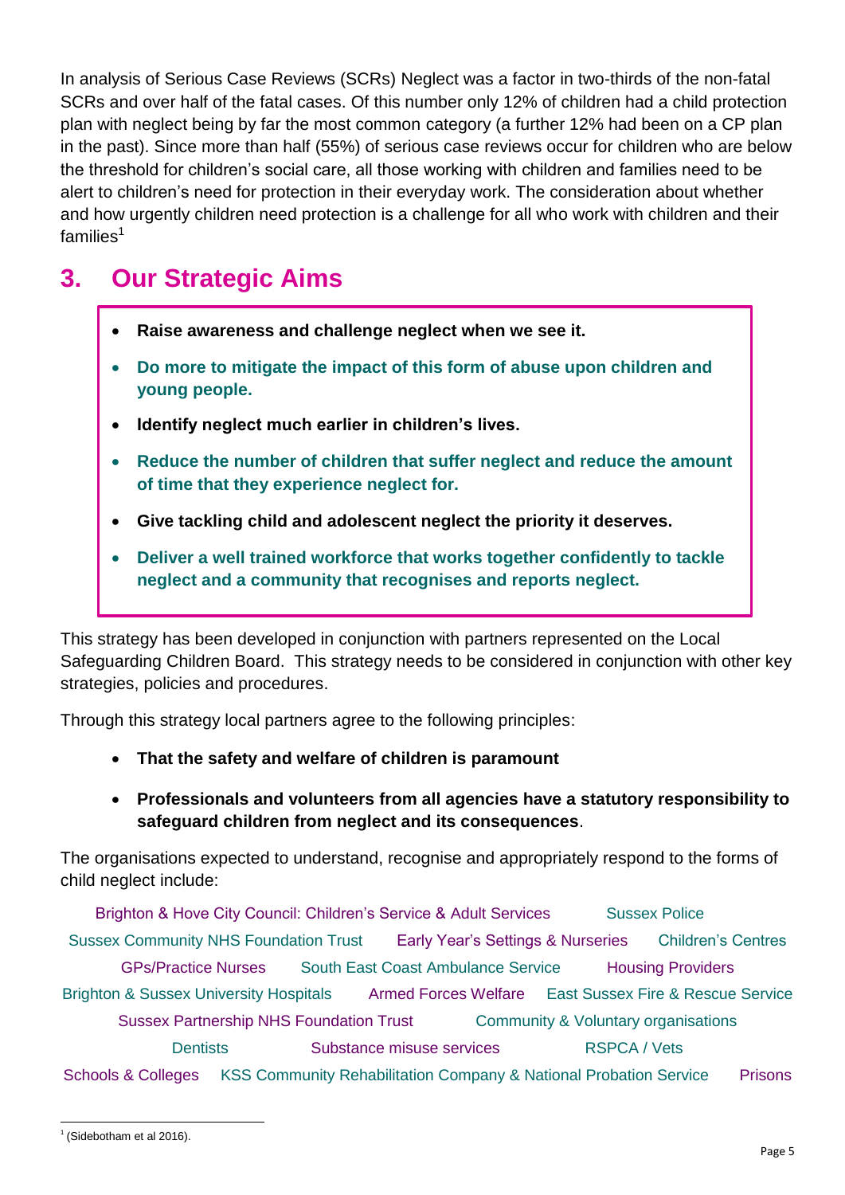In analysis of Serious Case Reviews (SCRs) Neglect was a factor in two-thirds of the non-fatal SCRs and over half of the fatal cases. Of this number only 12% of children had a child protection plan with neglect being by far the most common category (a further 12% had been on a CP plan in the past). Since more than half (55%) of serious case reviews occur for children who are below the threshold for children's social care, all those working with children and families need to be alert to children's need for protection in their everyday work. The consideration about whether and how urgently children need protection is a challenge for all who work with children and their families[1]

## 3. Our Strategic Aims

- **Raise awareness and challenge neglect when we see it.**
- **Do more to mitigate the impact of this form of abuse upon children and young people.**
- **Identify neglect much earlier in children's lives.**
- **Reduce the number of children that suffer neglect and reduce the amount of time that they experience neglect for.**
- **Give tackling child and adolescent neglect the priority it deserves.**
- **Deliver a well trained workforce that works together confidently to tackle neglect and a community that recognises and reports neglect.**

This strategy has been developed in conjunction with partners represented on the Local Safeguarding Children Board. This strategy needs to be considered in conjunction with other key strategies, policies and procedures.

Through this strategy local partners agree to the following principles:

- **That the safety and welfare of children is paramount**
- **Professionals and volunteers from all agencies have a statutory responsibility to safeguard children from neglect and its consequences**.

The organisations expected to understand, recognise and appropriately respond to the forms of child neglect include:

Brighton & Hove City Council: Children's Service & Adult Services · Sussex Police · Sussex Community NHS Foundation Trust · Early Year's Settings & Nurseries · Children's Centres · GPs/Practice Nurses · South East Coast Ambulance Service · Housing Providers · Brighton & Sussex University Hospitals · Armed Forces Welfare · East Sussex Fire & Rescue Service · Sussex Partnership NHS Foundation Trust · Community & Voluntary organisations · Dentists · Substance misuse services · RSPCA / Vets · Schools & Colleges · KSS Community Rehabilitation Company & National Probation Service · Prisons

[1] (Sidebotham et al 2016).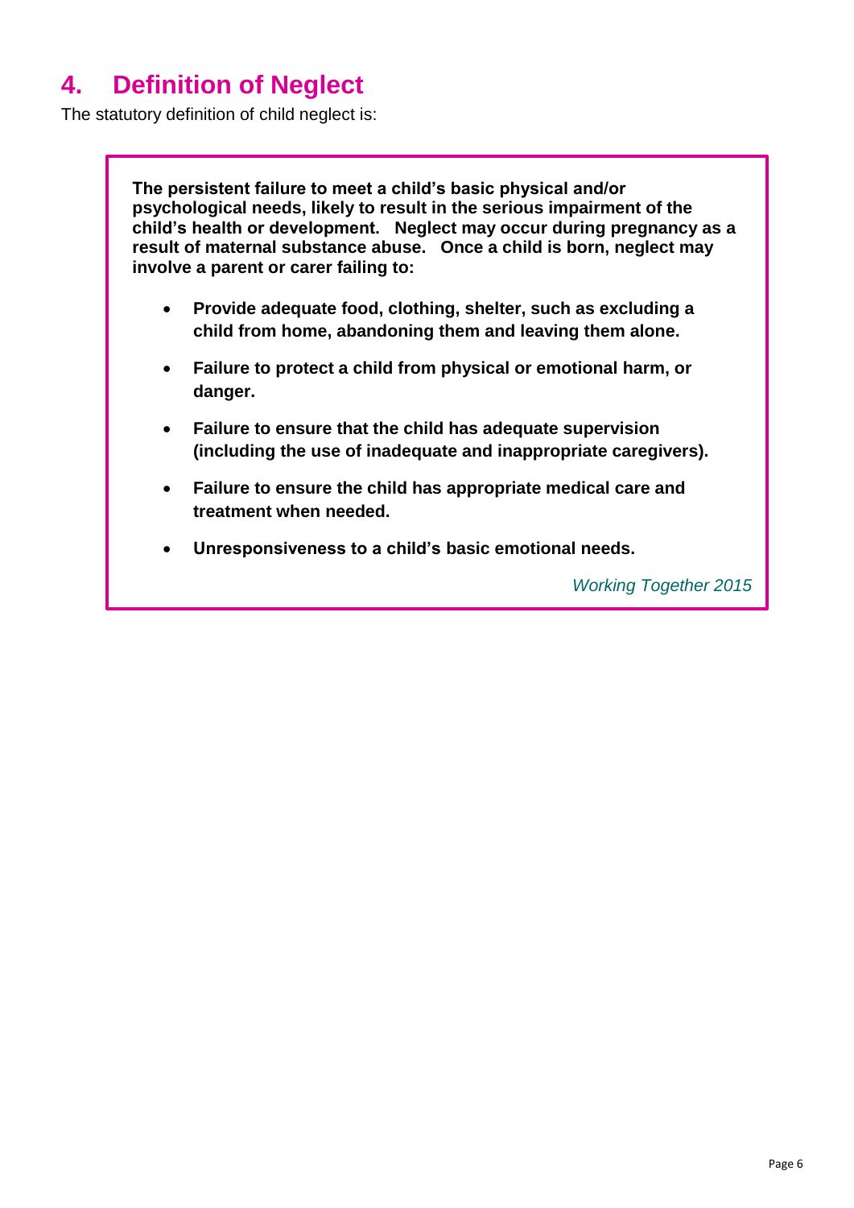## 4. Definition of Neglect

The statutory definition of child neglect is:

> **The persistent failure to meet a child's basic physical and/or psychological needs, likely to result in the serious impairment of the child's health or development. Neglect may occur during pregnancy as a result of maternal substance abuse. Once a child is born, neglect may involve a parent or carer failing to:**
>
> - **Provide adequate food, clothing, shelter, such as excluding a child from home, abandoning them and leaving them alone.**
> - **Failure to protect a child from physical or emotional harm, or danger.**
> - **Failure to ensure that the child has adequate supervision (including the use of inadequate and inappropriate caregivers).**
> - **Failure to ensure the child has appropriate medical care and treatment when needed.**
> - **Unresponsiveness to a child's basic emotional needs.**
>
> *Working Together 2015*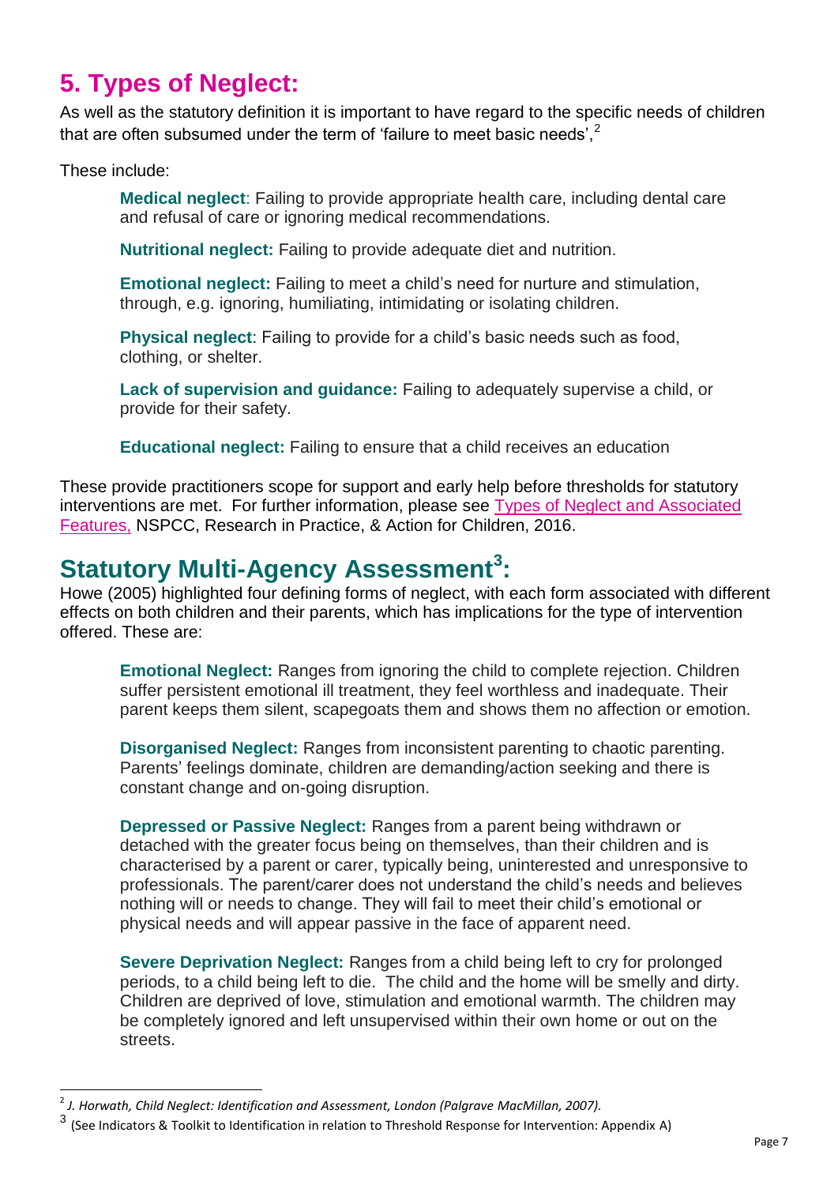## 5. Types of Neglect:

As well as the statutory definition it is important to have regard to the specific needs of children that are often subsumed under the term of 'failure to meet basic needs',[2]

These include:

> **Medical neglect**: Failing to provide appropriate health care, including dental care and refusal of care or ignoring medical recommendations.
>
> **Nutritional neglect:** Failing to provide adequate diet and nutrition.
>
> **Emotional neglect:** Failing to meet a child's need for nurture and stimulation, through, e.g. ignoring, humiliating, intimidating or isolating children.
>
> **Physical neglect**: Failing to provide for a child's basic needs such as food, clothing, or shelter.
>
> **Lack of supervision and guidance:** Failing to adequately supervise a child, or provide for their safety.
>
> **Educational neglect:** Failing to ensure that a child receives an education

These provide practitioners scope for support and early help before thresholds for statutory interventions are met. For further information, please see Types of Neglect and Associated Features, NSPCC, Research in Practice, & Action for Children, 2016.

## Statutory Multi-Agency Assessment[3]:

Howe (2005) highlighted four defining forms of neglect, with each form associated with different effects on both children and their parents, which has implications for the type of intervention offered. These are:

> **Emotional Neglect:** Ranges from ignoring the child to complete rejection. Children suffer persistent emotional ill treatment, they feel worthless and inadequate. Their parent keeps them silent, scapegoats them and shows them no affection or emotion.
>
> **Disorganised Neglect:** Ranges from inconsistent parenting to chaotic parenting. Parents' feelings dominate, children are demanding/action seeking and there is constant change and on-going disruption.
>
> **Depressed or Passive Neglect:** Ranges from a parent being withdrawn or detached with the greater focus being on themselves, than their children and is characterised by a parent or carer, typically being, uninterested and unresponsive to professionals. The parent/carer does not understand the child's needs and believes nothing will or needs to change. They will fail to meet their child's emotional or physical needs and will appear passive in the face of apparent need.
>
> **Severe Deprivation Neglect:** Ranges from a child being left to cry for prolonged periods, to a child being left to die. The child and the home will be smelly and dirty. Children are deprived of love, stimulation and emotional warmth. The children may be completely ignored and left unsupervised within their own home or out on the streets.

---

[2] *J. Horwath, Child Neglect: Identification and Assessment, London (Palgrave MacMillan, 2007).*

[3] (See Indicators & Toolkit to Identification in relation to Threshold Response for Intervention: Appendix A)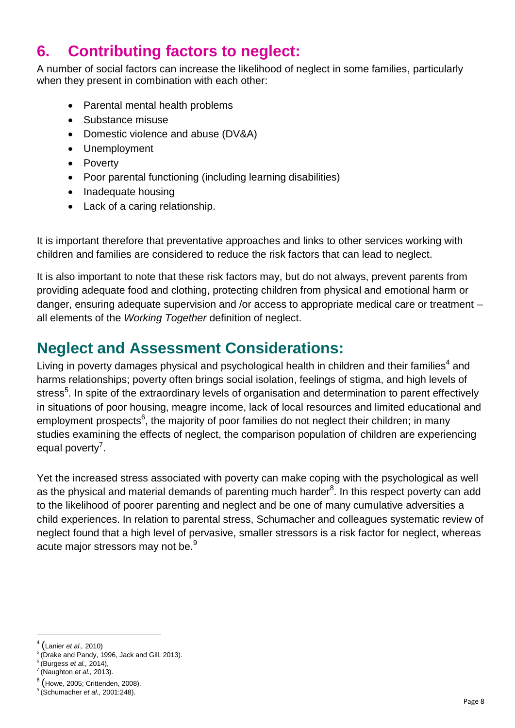## 6. Contributing factors to neglect:

A number of social factors can increase the likelihood of neglect in some families, particularly when they present in combination with each other:

- Parental mental health problems
- Substance misuse
- Domestic violence and abuse (DV&A)
- Unemployment
- Poverty
- Poor parental functioning (including learning disabilities)
- Inadequate housing
- Lack of a caring relationship.

It is important therefore that preventative approaches and links to other services working with children and families are considered to reduce the risk factors that can lead to neglect.

It is also important to note that these risk factors may, but do not always, prevent parents from providing adequate food and clothing, protecting children from physical and emotional harm or danger, ensuring adequate supervision and /or access to appropriate medical care or treatment – all elements of the *Working Together* definition of neglect.

## Neglect and Assessment Considerations:

Living in poverty damages physical and psychological health in children and their families[4] and harms relationships; poverty often brings social isolation, feelings of stigma, and high levels of stress[5]. In spite of the extraordinary levels of organisation and determination to parent effectively in situations of poor housing, meagre income, lack of local resources and limited educational and employment prospects[6], the majority of poor families do not neglect their children; in many studies examining the effects of neglect, the comparison population of children are experiencing equal poverty[7].

Yet the increased stress associated with poverty can make coping with the psychological as well as the physical and material demands of parenting much harder[8]. In this respect poverty can add to the likelihood of poorer parenting and neglect and be one of many cumulative adversities a child experiences. In relation to parental stress, Schumacher and colleagues systematic review of neglect found that a high level of pervasive, smaller stressors is a risk factor for neglect, whereas acute major stressors may not be.[9]

---

[4] (Lanier *et al.,* 2010)

[5] (Drake and Pandy, 1996, Jack and Gill, 2013).

[6] (Burgess *et al.,* 2014),

[7] (Naughton *et al.,* 2013).

[8] (Howe, 2005; Crittenden, 2008).

[9] (Schumacher *et al.,* 2001:248).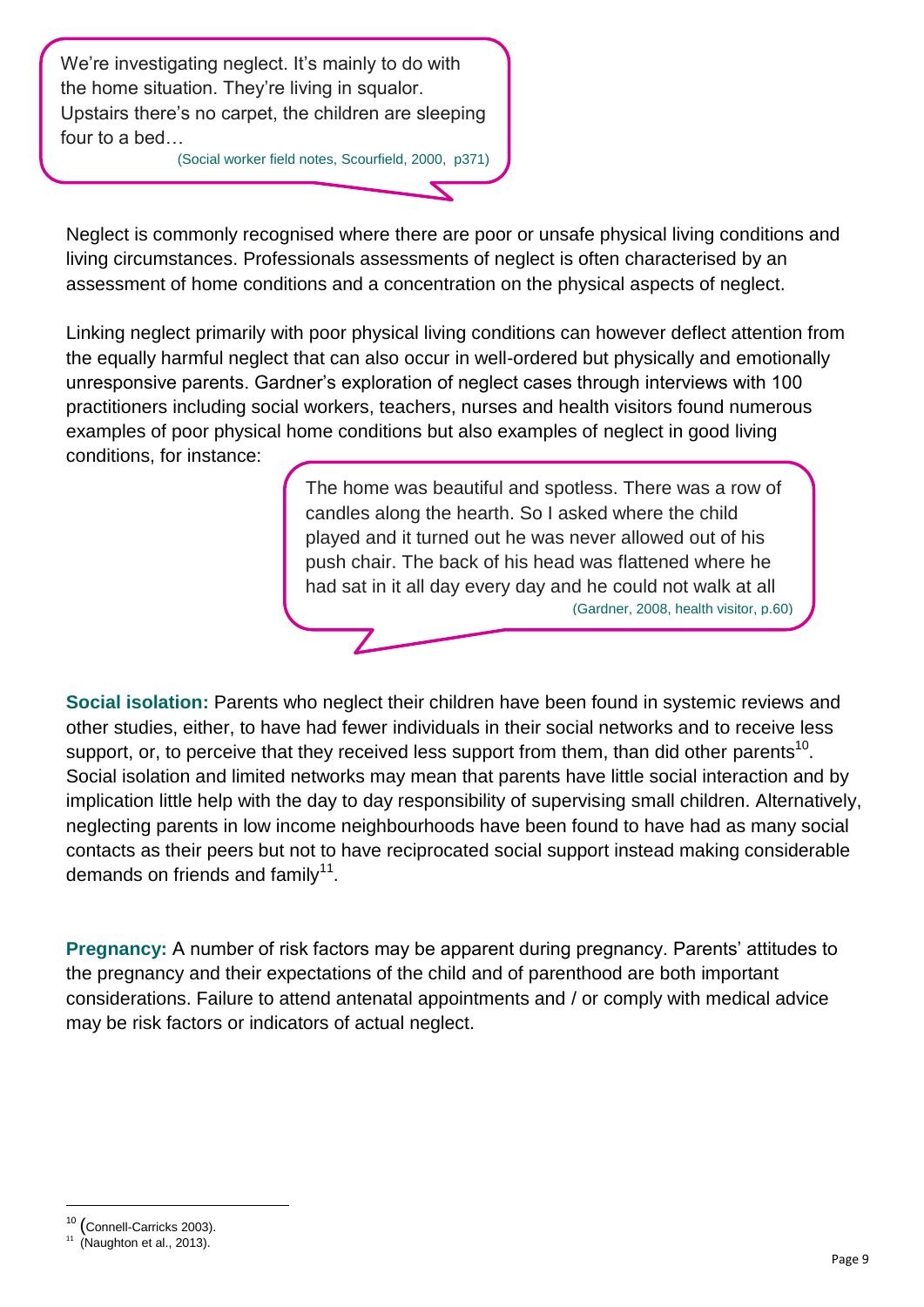> We're investigating neglect. It's mainly to do with the home situation. They're living in squalor. Upstairs there's no carpet, the children are sleeping four to a bed…
>
> (Social worker field notes, Scourfield, 2000, p371)

Neglect is commonly recognised where there are poor or unsafe physical living conditions and living circumstances. Professionals assessments of neglect is often characterised by an assessment of home conditions and a concentration on the physical aspects of neglect.

Linking neglect primarily with poor physical living conditions can however deflect attention from the equally harmful neglect that can also occur in well-ordered but physically and emotionally unresponsive parents. Gardner's exploration of neglect cases through interviews with 100 practitioners including social workers, teachers, nurses and health visitors found numerous examples of poor physical home conditions but also examples of neglect in good living conditions, for instance:

> The home was beautiful and spotless. There was a row of candles along the hearth. So I asked where the child played and it turned out he was never allowed out of his push chair. The back of his head was flattened where he had sat in it all day every day and he could not walk at all
>
> (Gardner, 2008, health visitor, p.60)

**Social isolation:** Parents who neglect their children have been found in systemic reviews and other studies, either, to have had fewer individuals in their social networks and to receive less support, or, to perceive that they received less support from them, than did other parents[10]. Social isolation and limited networks may mean that parents have little social interaction and by implication little help with the day to day responsibility of supervising small children. Alternatively, neglecting parents in low income neighbourhoods have been found to have had as many social contacts as their peers but not to have reciprocated social support instead making considerable demands on friends and family[11].

**Pregnancy:** A number of risk factors may be apparent during pregnancy. Parents' attitudes to the pregnancy and their expectations of the child and of parenthood are both important considerations. Failure to attend antenatal appointments and / or comply with medical advice may be risk factors or indicators of actual neglect.

---

[10] (Connell-Carricks 2003).

[11] (Naughton et al., 2013).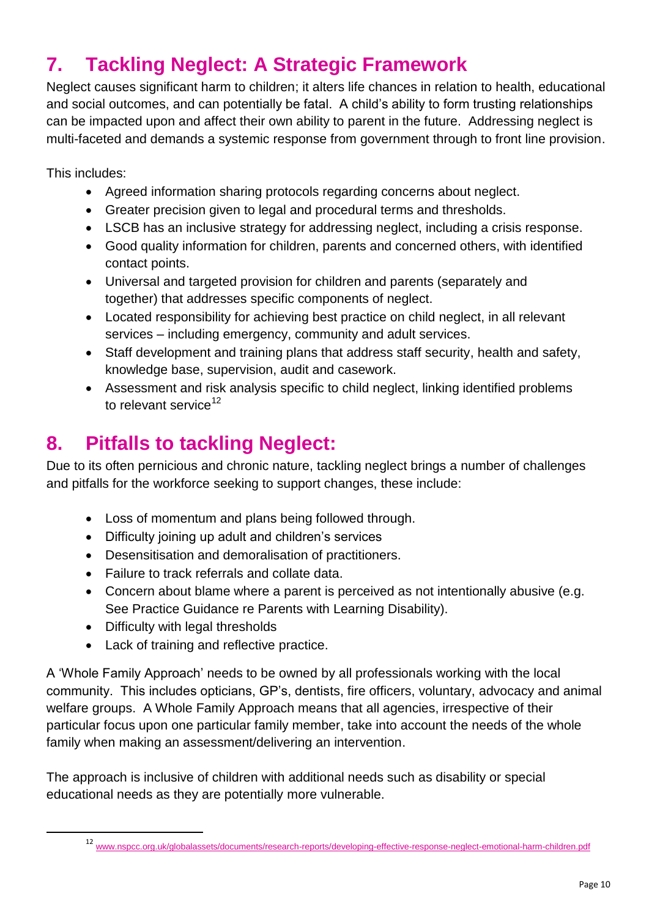## 7. Tackling Neglect: A Strategic Framework

Neglect causes significant harm to children; it alters life chances in relation to health, educational and social outcomes, and can potentially be fatal. A child's ability to form trusting relationships can be impacted upon and affect their own ability to parent in the future. Addressing neglect is multi-faceted and demands a systemic response from government through to front line provision.

This includes:

- Agreed information sharing protocols regarding concerns about neglect.
- Greater precision given to legal and procedural terms and thresholds.
- LSCB has an inclusive strategy for addressing neglect, including a crisis response.
- Good quality information for children, parents and concerned others, with identified contact points.
- Universal and targeted provision for children and parents (separately and together) that addresses specific components of neglect.
- Located responsibility for achieving best practice on child neglect, in all relevant services – including emergency, community and adult services.
- Staff development and training plans that address staff security, health and safety, knowledge base, supervision, audit and casework.
- Assessment and risk analysis specific to child neglect, linking identified problems to relevant service[12]

## 8. Pitfalls to tackling Neglect:

Due to its often pernicious and chronic nature, tackling neglect brings a number of challenges and pitfalls for the workforce seeking to support changes, these include:

- Loss of momentum and plans being followed through.
- Difficulty joining up adult and children's services
- Desensitisation and demoralisation of practitioners.
- Failure to track referrals and collate data.
- Concern about blame where a parent is perceived as not intentionally abusive (e.g. See Practice Guidance re Parents with Learning Disability).
- Difficulty with legal thresholds
- Lack of training and reflective practice.

A 'Whole Family Approach' needs to be owned by all professionals working with the local community. This includes opticians, GP's, dentists, fire officers, voluntary, advocacy and animal welfare groups. A Whole Family Approach means that all agencies, irrespective of their particular focus upon one particular family member, take into account the needs of the whole family when making an assessment/delivering an intervention.

The approach is inclusive of children with additional needs such as disability or special educational needs as they are potentially more vulnerable.

---

[12] www.nspcc.org.uk/globalassets/documents/research-reports/developing-effective-response-neglect-emotional-harm-children.pdf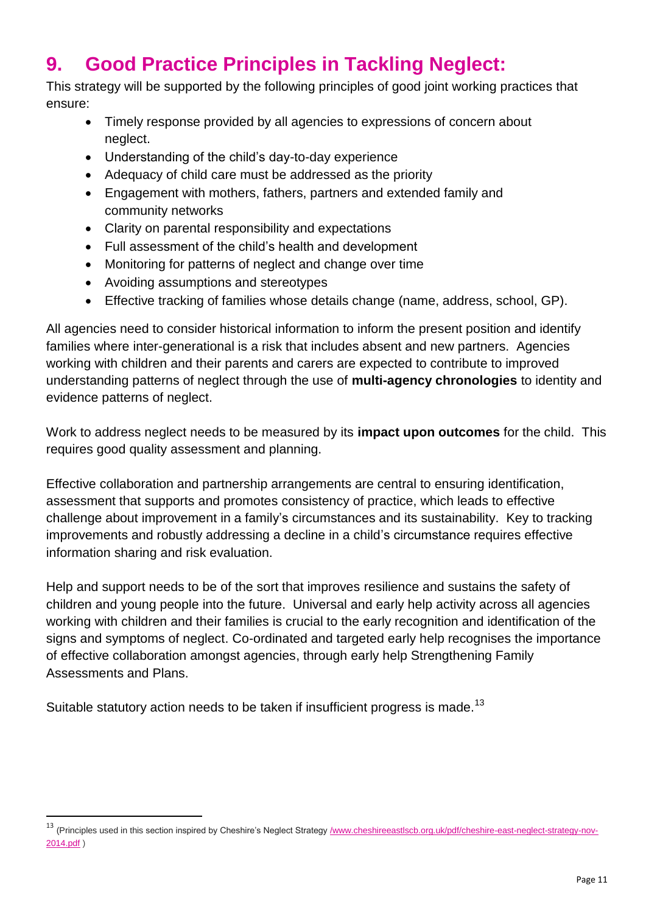# 9. Good Practice Principles in Tackling Neglect:

This strategy will be supported by the following principles of good joint working practices that ensure:

- Timely response provided by all agencies to expressions of concern about neglect.
- Understanding of the child's day-to-day experience
- Adequacy of child care must be addressed as the priority
- Engagement with mothers, fathers, partners and extended family and community networks
- Clarity on parental responsibility and expectations
- Full assessment of the child's health and development
- Monitoring for patterns of neglect and change over time
- Avoiding assumptions and stereotypes
- Effective tracking of families whose details change (name, address, school, GP).

All agencies need to consider historical information to inform the present position and identify families where inter-generational is a risk that includes absent and new partners. Agencies working with children and their parents and carers are expected to contribute to improved understanding patterns of neglect through the use of **multi-agency chronologies** to identity and evidence patterns of neglect.

Work to address neglect needs to be measured by its **impact upon outcomes** for the child. This requires good quality assessment and planning.

Effective collaboration and partnership arrangements are central to ensuring identification, assessment that supports and promotes consistency of practice, which leads to effective challenge about improvement in a family's circumstances and its sustainability. Key to tracking improvements and robustly addressing a decline in a child's circumstance requires effective information sharing and risk evaluation.

Help and support needs to be of the sort that improves resilience and sustains the safety of children and young people into the future. Universal and early help activity across all agencies working with children and their families is crucial to the early recognition and identification of the signs and symptoms of neglect. Co-ordinated and targeted early help recognises the importance of effective collaboration amongst agencies, through early help Strengthening Family Assessments and Plans.

Suitable statutory action needs to be taken if insufficient progress is made.[13]

---

[13] (Principles used in this section inspired by Cheshire's Neglect Strategy /www.cheshireeastlscb.org.uk/pdf/cheshire-east-neglect-strategy-nov-2014.pdf )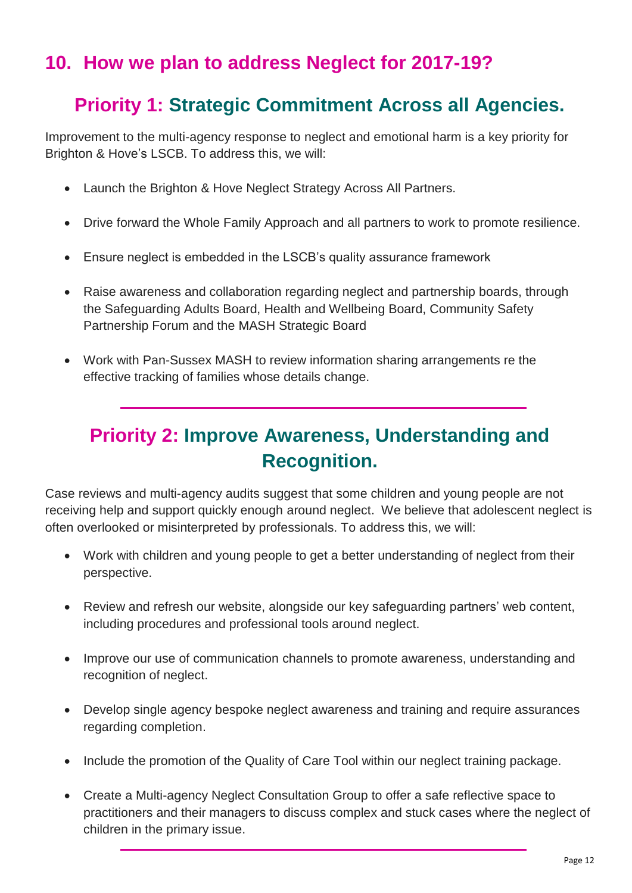## 10. How we plan to address Neglect for 2017-19?

### Priority 1: Strategic Commitment Across all Agencies.

Improvement to the multi-agency response to neglect and emotional harm is a key priority for Brighton & Hove's LSCB. To address this, we will:

- Launch the Brighton & Hove Neglect Strategy Across All Partners.
- Drive forward the Whole Family Approach and all partners to work to promote resilience.
- Ensure neglect is embedded in the LSCB's quality assurance framework
- Raise awareness and collaboration regarding neglect and partnership boards, through the Safeguarding Adults Board, Health and Wellbeing Board, Community Safety Partnership Forum and the MASH Strategic Board
- Work with Pan-Sussex MASH to review information sharing arrangements re the effective tracking of families whose details change.

---

### Priority 2: Improve Awareness, Understanding and Recognition.

Case reviews and multi-agency audits suggest that some children and young people are not receiving help and support quickly enough around neglect. We believe that adolescent neglect is often overlooked or misinterpreted by professionals. To address this, we will:

- Work with children and young people to get a better understanding of neglect from their perspective.
- Review and refresh our website, alongside our key safeguarding partners' web content, including procedures and professional tools around neglect.
- Improve our use of communication channels to promote awareness, understanding and recognition of neglect.
- Develop single agency bespoke neglect awareness and training and require assurances regarding completion.
- Include the promotion of the Quality of Care Tool within our neglect training package.
- Create a Multi-agency Neglect Consultation Group to offer a safe reflective space to practitioners and their managers to discuss complex and stuck cases where the neglect of children in the primary issue.

---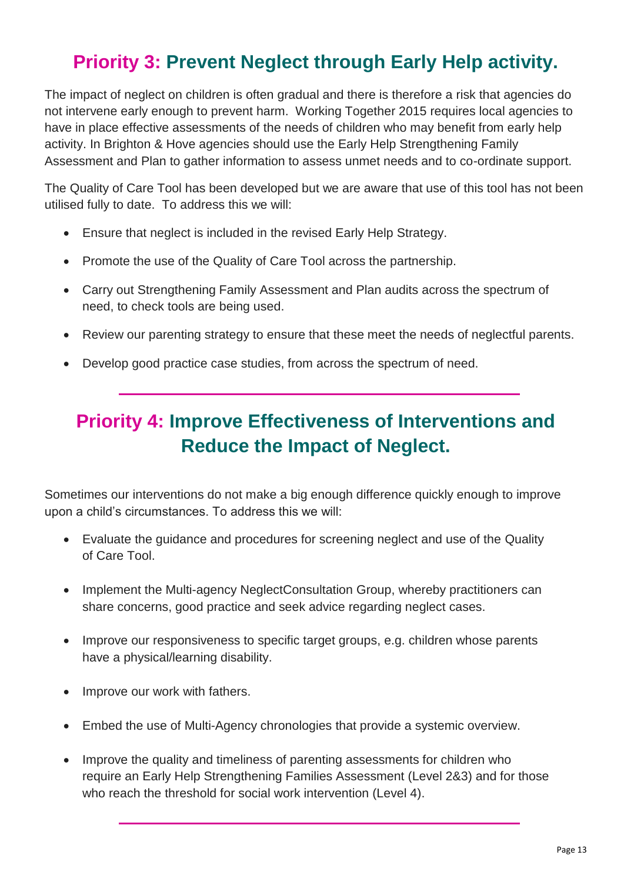## Priority 3: Prevent Neglect through Early Help activity.

The impact of neglect on children is often gradual and there is therefore a risk that agencies do not intervene early enough to prevent harm. Working Together 2015 requires local agencies to have in place effective assessments of the needs of children who may benefit from early help activity. In Brighton & Hove agencies should use the Early Help Strengthening Family Assessment and Plan to gather information to assess unmet needs and to co-ordinate support.

The Quality of Care Tool has been developed but we are aware that use of this tool has not been utilised fully to date. To address this we will:

- Ensure that neglect is included in the revised Early Help Strategy.
- Promote the use of the Quality of Care Tool across the partnership.
- Carry out Strengthening Family Assessment and Plan audits across the spectrum of need, to check tools are being used.
- Review our parenting strategy to ensure that these meet the needs of neglectful parents.
- Develop good practice case studies, from across the spectrum of need.

---

## Priority 4: Improve Effectiveness of Interventions and Reduce the Impact of Neglect.

Sometimes our interventions do not make a big enough difference quickly enough to improve upon a child's circumstances. To address this we will:

- Evaluate the guidance and procedures for screening neglect and use of the Quality of Care Tool.
- Implement the Multi-agency NeglectConsultation Group, whereby practitioners can share concerns, good practice and seek advice regarding neglect cases.
- Improve our responsiveness to specific target groups, e.g. children whose parents have a physical/learning disability.
- Improve our work with fathers.
- Embed the use of Multi-Agency chronologies that provide a systemic overview.
- Improve the quality and timeliness of parenting assessments for children who require an Early Help Strengthening Families Assessment (Level 2&3) and for those who reach the threshold for social work intervention (Level 4).

---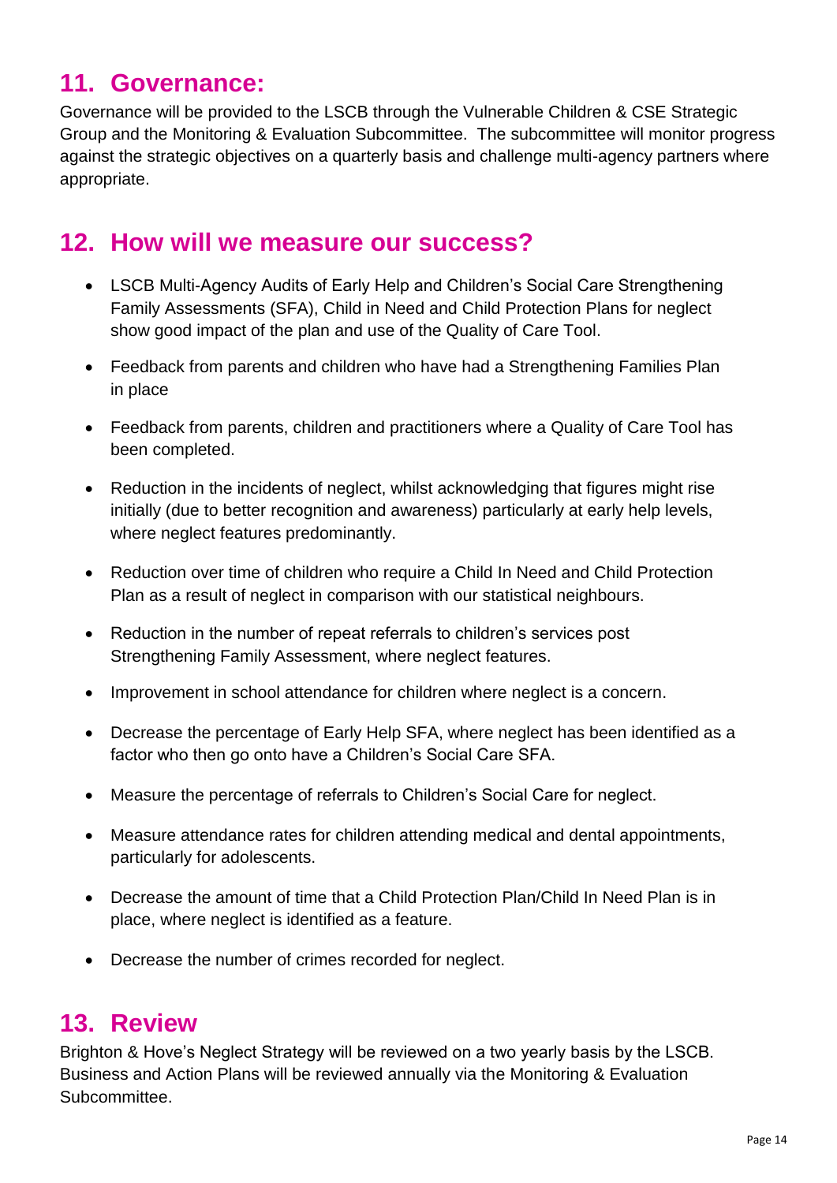## 11. Governance:

Governance will be provided to the LSCB through the Vulnerable Children & CSE Strategic Group and the Monitoring & Evaluation Subcommittee. The subcommittee will monitor progress against the strategic objectives on a quarterly basis and challenge multi-agency partners where appropriate.

## 12. How will we measure our success?

- LSCB Multi-Agency Audits of Early Help and Children's Social Care Strengthening Family Assessments (SFA), Child in Need and Child Protection Plans for neglect show good impact of the plan and use of the Quality of Care Tool.
- Feedback from parents and children who have had a Strengthening Families Plan in place
- Feedback from parents, children and practitioners where a Quality of Care Tool has been completed.
- Reduction in the incidents of neglect, whilst acknowledging that figures might rise initially (due to better recognition and awareness) particularly at early help levels, where neglect features predominantly.
- Reduction over time of children who require a Child In Need and Child Protection Plan as a result of neglect in comparison with our statistical neighbours.
- Reduction in the number of repeat referrals to children's services post Strengthening Family Assessment, where neglect features.
- Improvement in school attendance for children where neglect is a concern.
- Decrease the percentage of Early Help SFA, where neglect has been identified as a factor who then go onto have a Children's Social Care SFA.
- Measure the percentage of referrals to Children's Social Care for neglect.
- Measure attendance rates for children attending medical and dental appointments, particularly for adolescents.
- Decrease the amount of time that a Child Protection Plan/Child In Need Plan is in place, where neglect is identified as a feature.
- Decrease the number of crimes recorded for neglect.

## 13. Review

Brighton & Hove's Neglect Strategy will be reviewed on a two yearly basis by the LSCB. Business and Action Plans will be reviewed annually via the Monitoring & Evaluation Subcommittee.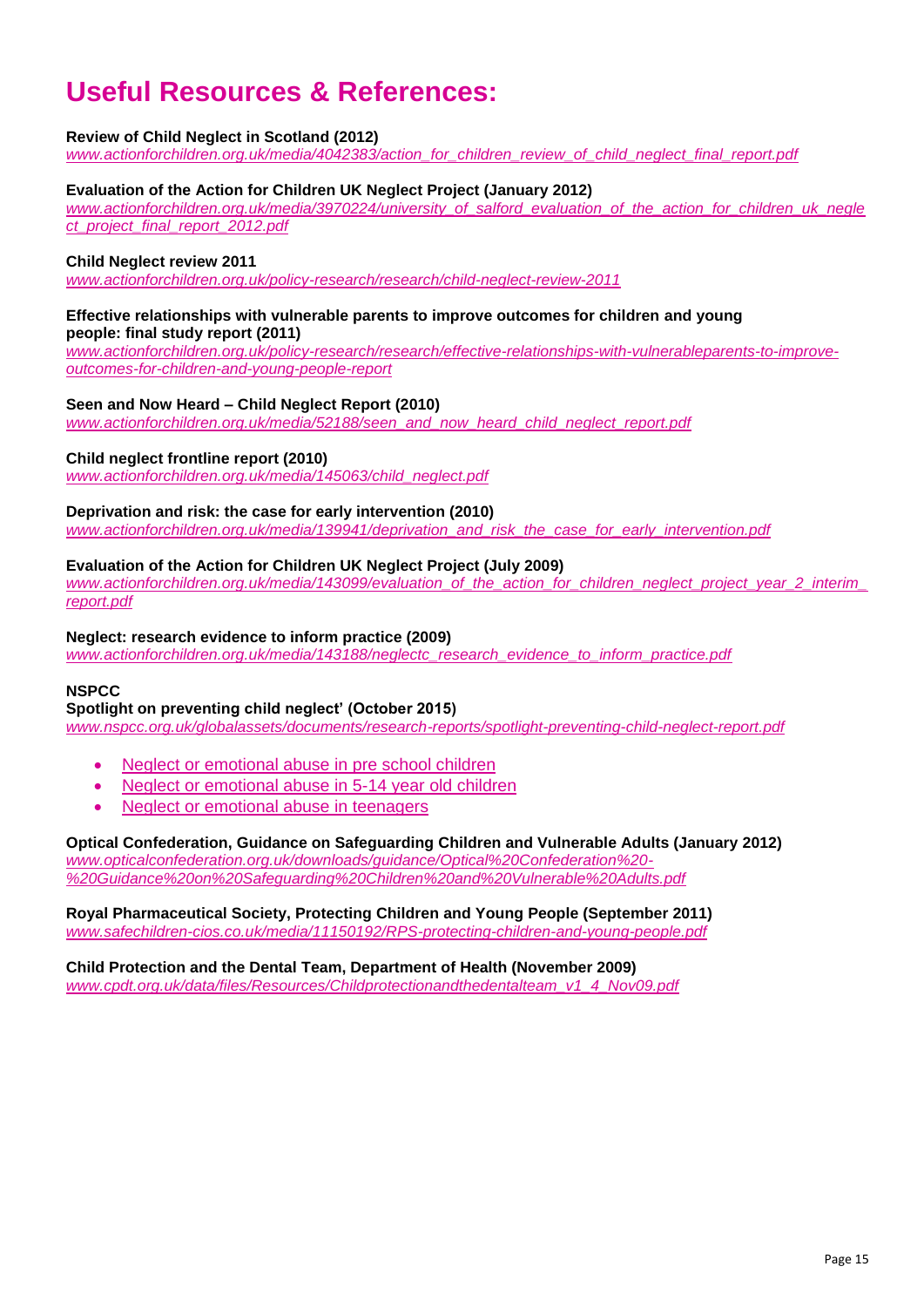# Useful Resources & References:

**Review of Child Neglect in Scotland (2012)**
*www.actionforchildren.org.uk/media/4042383/action_for_children_review_of_child_neglect_final_report.pdf*

**Evaluation of the Action for Children UK Neglect Project (January 2012)**
*www.actionforchildren.org.uk/media/3970224/university_of_salford_evaluation_of_the_action_for_children_uk_neglect_project_final_report_2012.pdf*

**Child Neglect review 2011**
*www.actionforchildren.org.uk/policy-research/research/child-neglect-review-2011*

**Effective relationships with vulnerable parents to improve outcomes for children and young people: final study report (2011)**
*www.actionforchildren.org.uk/policy-research/research/effective-relationships-with-vulnerableparents-to-improve-outcomes-for-children-and-young-people-report*

**Seen and Now Heard – Child Neglect Report (2010)**
*www.actionforchildren.org.uk/media/52188/seen_and_now_heard_child_neglect_report.pdf*

**Child neglect frontline report (2010)**
*www.actionforchildren.org.uk/media/145063/child_neglect.pdf*

**Deprivation and risk: the case for early intervention (2010)**
*www.actionforchildren.org.uk/media/139941/deprivation_and_risk_the_case_for_early_intervention.pdf*

**Evaluation of the Action for Children UK Neglect Project (July 2009)**
*www.actionforchildren.org.uk/media/143099/evaluation_of_the_action_for_children_neglect_project_year_2_interim_report.pdf*

**Neglect: research evidence to inform practice (2009)**
*www.actionforchildren.org.uk/media/143188/neglectc_research_evidence_to_inform_practice.pdf*

**NSPCC**
**Spotlight on preventing child neglect' (October 2015)**
*www.nspcc.org.uk/globalassets/documents/research-reports/spotlight-preventing-child-neglect-report.pdf*

- Neglect or emotional abuse in pre school children
- Neglect or emotional abuse in 5-14 year old children
- Neglect or emotional abuse in teenagers

**Optical Confederation, Guidance on Safeguarding Children and Vulnerable Adults (January 2012)**
*www.opticalconfederation.org.uk/downloads/guidance/Optical%20Confederation%20-%20Guidance%20on%20Safeguarding%20Children%20and%20Vulnerable%20Adults.pdf*

**Royal Pharmaceutical Society, Protecting Children and Young People (September 2011)**
*www.safechildren-cios.co.uk/media/11150192/RPS-protecting-children-and-young-people.pdf*

**Child Protection and the Dental Team, Department of Health (November 2009)**
*www.cpdt.org.uk/data/files/Resources/Childprotectionandthedentalteam_v1_4_Nov09.pdf*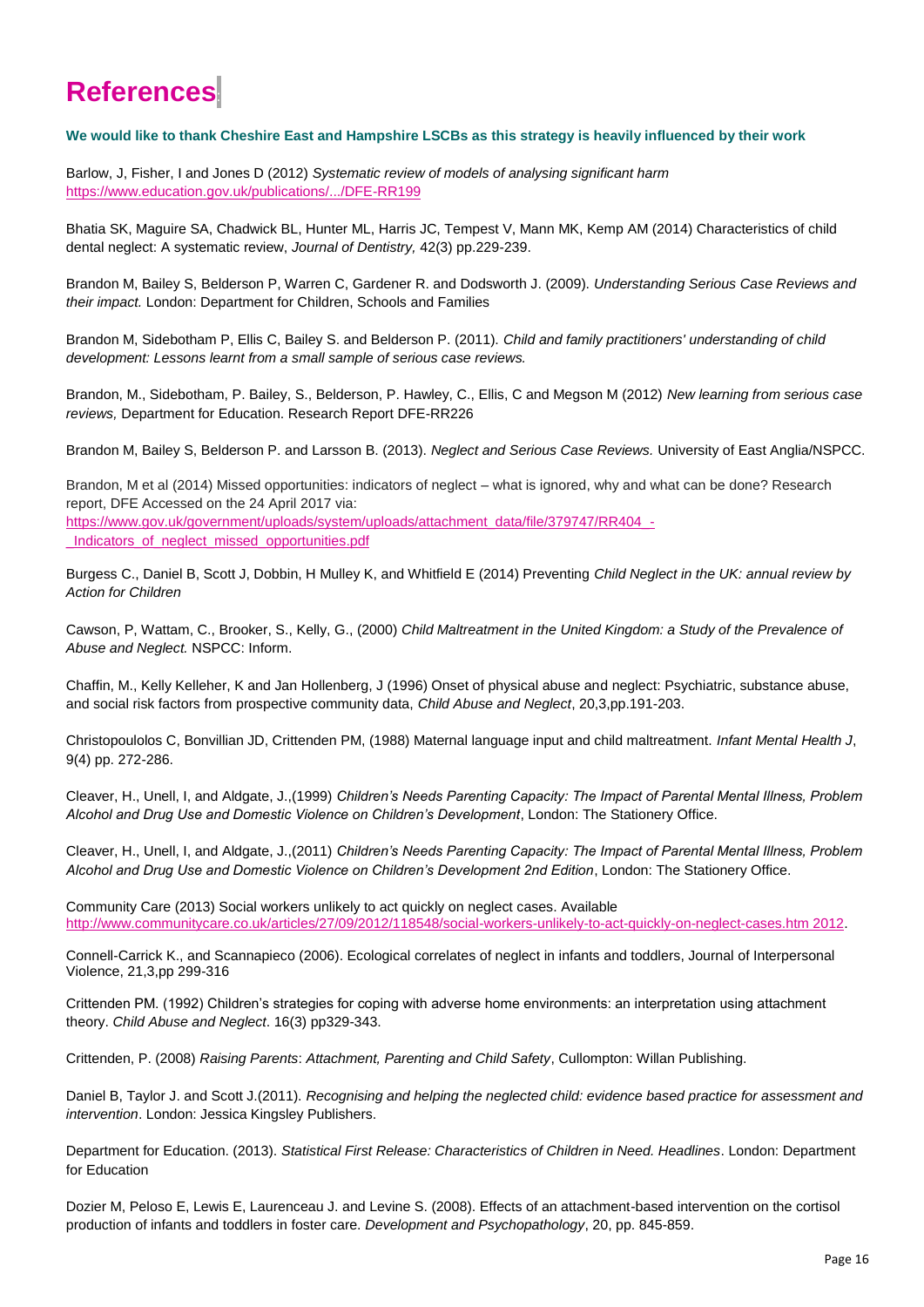# References

**We would like to thank Cheshire East and Hampshire LSCBs as this strategy is heavily influenced by their work**

Barlow, J, Fisher, I and Jones D (2012) *Systematic review of models of analysing significant harm* https://www.education.gov.uk/publications/.../DFE-RR199

Bhatia SK, Maguire SA, Chadwick BL, Hunter ML, Harris JC, Tempest V, Mann MK, Kemp AM (2014) Characteristics of child dental neglect: A systematic review, *Journal of Dentistry,* 42(3) pp.229-239.

Brandon M, Bailey S, Belderson P, Warren C, Gardener R. and Dodsworth J. (2009). *Understanding Serious Case Reviews and their impact.* London: Department for Children, Schools and Families

Brandon M, Sidebotham P, Ellis C, Bailey S. and Belderson P. (2011). *Child and family practitioners' understanding of child development: Lessons learnt from a small sample of serious case reviews.*

Brandon, M., Sidebotham, P. Bailey, S., Belderson, P. Hawley, C., Ellis, C and Megson M (2012) *New learning from serious case reviews,* Department for Education. Research Report DFE-RR226

Brandon M, Bailey S, Belderson P. and Larsson B. (2013). *Neglect and Serious Case Reviews.* University of East Anglia/NSPCC.

Brandon, M et al (2014) Missed opportunities: indicators of neglect – what is ignored, why and what can be done? Research report, DFE Accessed on the 24 April 2017 via:
https://www.gov.uk/government/uploads/system/uploads/attachment_data/file/379747/RR404_-_Indicators_of_neglect_missed_opportunities.pdf

Burgess C., Daniel B, Scott J, Dobbin, H Mulley K, and Whitfield E (2014) Preventing *Child Neglect in the UK: annual review by Action for Children*

Cawson, P, Wattam, C., Brooker, S., Kelly, G., (2000) *Child Maltreatment in the United Kingdom: a Study of the Prevalence of Abuse and Neglect.* NSPCC: Inform.

Chaffin, M., Kelly Kelleher, K and Jan Hollenberg, J (1996) Onset of physical abuse and neglect: Psychiatric, substance abuse, and social risk factors from prospective community data, *Child Abuse and Neglect*, 20,3,pp.191-203.

Christopoulolos C, Bonvillian JD, Crittenden PM, (1988) Maternal language input and child maltreatment. *Infant Mental Health J*, 9(4) pp. 272-286.

Cleaver, H., Unell, I, and Aldgate, J.,(1999) *Children's Needs Parenting Capacity: The Impact of Parental Mental Illness, Problem Alcohol and Drug Use and Domestic Violence on Children's Development*, London: The Stationery Office.

Cleaver, H., Unell, I, and Aldgate, J.,(2011) *Children's Needs Parenting Capacity: The Impact of Parental Mental Illness, Problem Alcohol and Drug Use and Domestic Violence on Children's Development 2nd Edition*, London: The Stationery Office.

Community Care (2013) Social workers unlikely to act quickly on neglect cases. Available http://www.communitycare.co.uk/articles/27/09/2012/118548/social-workers-unlikely-to-act-quickly-on-neglect-cases.htm 2012.

Connell-Carrick K., and Scannapieco (2006). Ecological correlates of neglect in infants and toddlers, Journal of Interpersonal Violence, 21,3,pp 299-316

Crittenden PM. (1992) Children's strategies for coping with adverse home environments: an interpretation using attachment theory. *Child Abuse and Neglect*. 16(3) pp329-343.

Crittenden, P. (2008) *Raising Parents*: *Attachment, Parenting and Child Safety*, Cullompton: Willan Publishing.

Daniel B, Taylor J. and Scott J.(2011). *Recognising and helping the neglected child: evidence based practice for assessment and intervention*. London: Jessica Kingsley Publishers.

Department for Education. (2013). *Statistical First Release: Characteristics of Children in Need. Headlines*. London: Department for Education

Dozier M, Peloso E, Lewis E, Laurenceau J. and Levine S. (2008). Effects of an attachment-based intervention on the cortisol production of infants and toddlers in foster care. *Development and Psychopathology*, 20, pp. 845-859.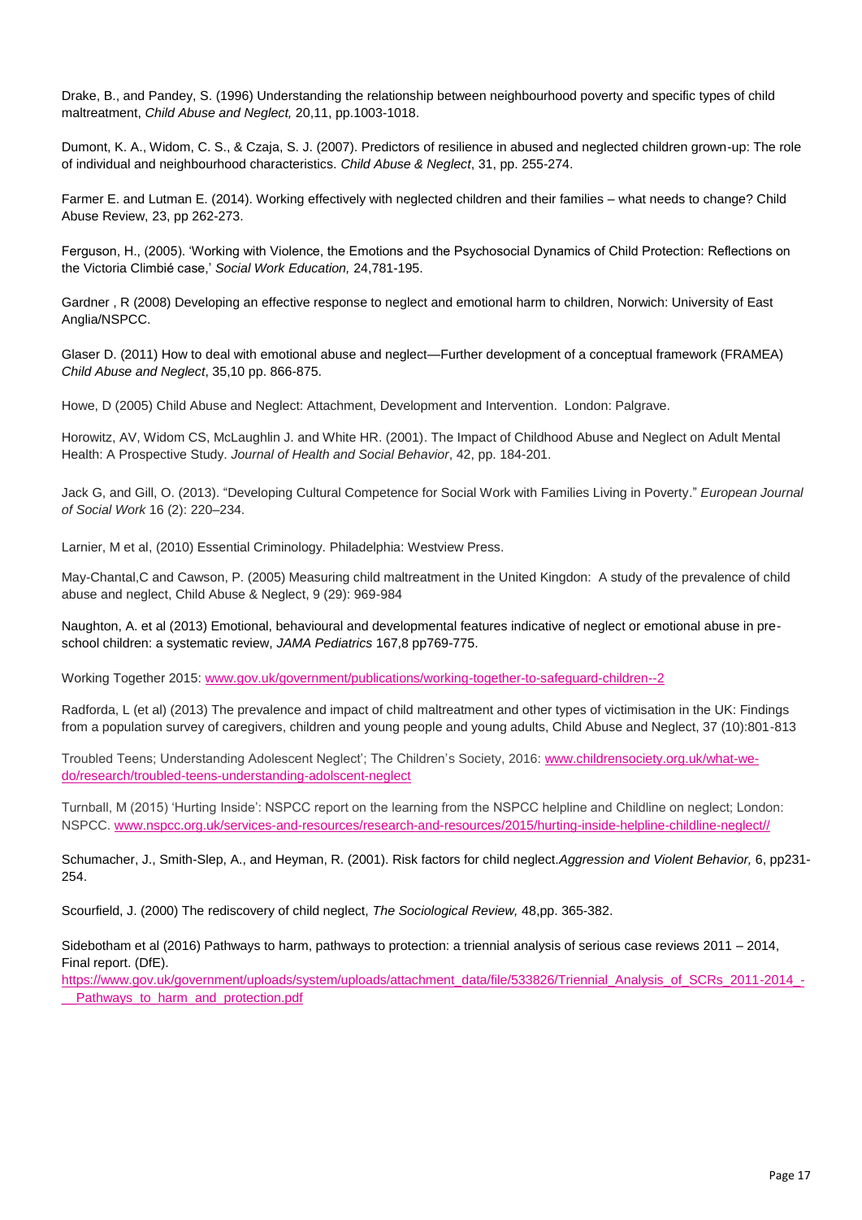Drake, B., and Pandey, S. (1996) Understanding the relationship between neighbourhood poverty and specific types of child maltreatment, *Child Abuse and Neglect,* 20,11, pp.1003-1018.

Dumont, K. A., Widom, C. S., & Czaja, S. J. (2007). Predictors of resilience in abused and neglected children grown-up: The role of individual and neighbourhood characteristics. *Child Abuse & Neglect*, 31, pp. 255-274.

Farmer E. and Lutman E. (2014). Working effectively with neglected children and their families – what needs to change? Child Abuse Review, 23, pp 262-273.

Ferguson, H., (2005). 'Working with Violence, the Emotions and the Psychosocial Dynamics of Child Protection: Reflections on the Victoria Climbié case,' *Social Work Education,* 24,781-195.

Gardner , R (2008) Developing an effective response to neglect and emotional harm to children, Norwich: University of East Anglia/NSPCC.

Glaser D. (2011) How to deal with emotional abuse and neglect—Further development of a conceptual framework (FRAMEA) *Child Abuse and Neglect*, 35,10 pp. 866-875.

Howe, D (2005) Child Abuse and Neglect: Attachment, Development and Intervention. London: Palgrave.

Horowitz, AV, Widom CS, McLaughlin J. and White HR. (2001). The Impact of Childhood Abuse and Neglect on Adult Mental Health: A Prospective Study. *Journal of Health and Social Behavior*, 42, pp. 184-201.

Jack G, and Gill, O. (2013). "Developing Cultural Competence for Social Work with Families Living in Poverty." *European Journal of Social Work* 16 (2): 220–234.

Larnier, M et al, (2010) Essential Criminology. Philadelphia: Westview Press.

May-Chantal,C and Cawson, P. (2005) Measuring child maltreatment in the United Kingdon: A study of the prevalence of child abuse and neglect, Child Abuse & Neglect, 9 (29): 969-984

Naughton, A. et al (2013) Emotional, behavioural and developmental features indicative of neglect or emotional abuse in pre-school children: a systematic review, *JAMA Pediatrics* 167,8 pp769-775.

Working Together 2015: www.gov.uk/government/publications/working-together-to-safeguard-children--2

Radforda, L (et al) (2013) The prevalence and impact of child maltreatment and other types of victimisation in the UK: Findings from a population survey of caregivers, children and young people and young adults, Child Abuse and Neglect, 37 (10):801-813

Troubled Teens; Understanding Adolescent Neglect'; The Children's Society, 2016: www.childrensociety.org.uk/what-we-do/research/troubled-teens-understanding-adolscent-neglect

Turnball, M (2015) 'Hurting Inside': NSPCC report on the learning from the NSPCC helpline and Childline on neglect; London: NSPCC. www.nspcc.org.uk/services-and-resources/research-and-resources/2015/hurting-inside-helpline-childline-neglect//

Schumacher, J., Smith-Slep, A., and Heyman, R. (2001). Risk factors for child neglect.*Aggression and Violent Behavior,* 6, pp231-254.

Scourfield, J. (2000) The rediscovery of child neglect, *The Sociological Review,* 48,pp. 365-382.

Sidebotham et al (2016) Pathways to harm, pathways to protection: a triennial analysis of serious case reviews 2011 – 2014, Final report. (DfE).
https://www.gov.uk/government/uploads/system/uploads/attachment_data/file/533826/Triennial_Analysis_of_SCRs_2011-2014_-__Pathways_to_harm_and_protection.pdf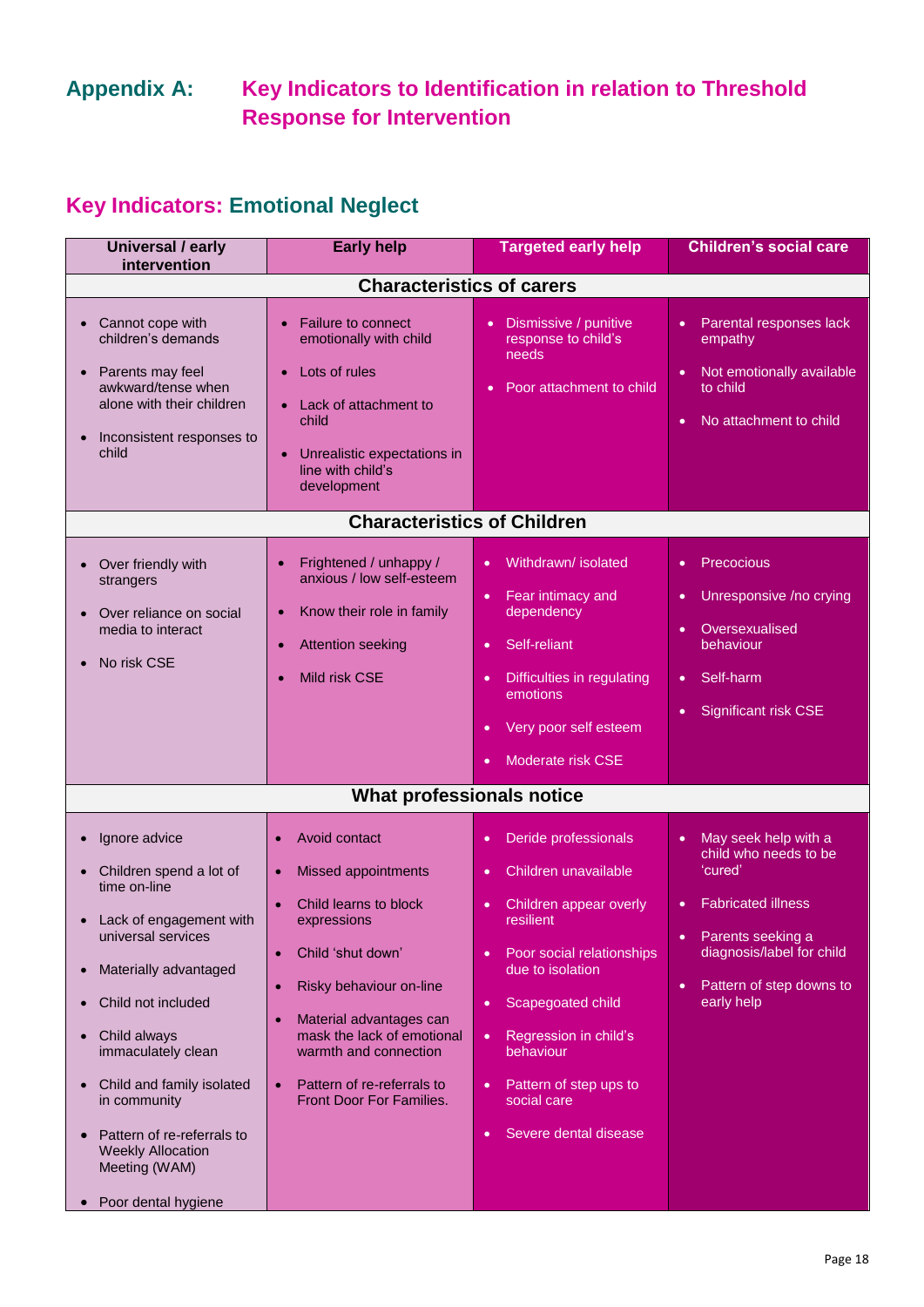## Appendix A: Key Indicators to Identification in relation to Threshold Response for Intervention

### Key Indicators: Emotional Neglect

| Universal / early intervention | Early help | Targeted early help | Children's social care |
|---|---|---|---|
| **Characteristics of carers** | | | |
| • Cannot cope with children's demands<br>• Parents may feel awkward/tense when alone with their children<br>• Inconsistent responses to child | • Failure to connect emotionally with child<br>• Lots of rules<br>• Lack of attachment to child<br>• Unrealistic expectations in line with child's development | • Dismissive / punitive response to child's needs<br>• Poor attachment to child | • Parental responses lack empathy<br>• Not emotionally available to child<br>• No attachment to child |
| **Characteristics of Children** | | | |
| • Over friendly with strangers<br>• Over reliance on social media to interact<br>• No risk CSE | • Frightened / unhappy / anxious / low self-esteem<br>• Know their role in family<br>• Attention seeking<br>• Mild risk CSE | • Withdrawn/ isolated<br>• Fear intimacy and dependency<br>• Self-reliant<br>• Difficulties in regulating emotions<br>• Very poor self esteem<br>• Moderate risk CSE | • Precocious<br>• Unresponsive /no crying<br>• Oversexualised behaviour<br>• Self-harm<br>• Significant risk CSE |
| **What professionals notice** | | | |
| • Ignore advice<br>• Children spend a lot of time on-line<br>• Lack of engagement with universal services<br>• Materially advantaged<br>• Child not included<br>• Child always immaculately clean<br>• Child and family isolated in community<br>• Pattern of re-referrals to Weekly Allocation Meeting (WAM)<br>• Poor dental hygiene | • Avoid contact<br>• Missed appointments<br>• Child learns to block expressions<br>• Child 'shut down'<br>• Risky behaviour on-line<br>• Material advantages can mask the lack of emotional warmth and connection<br>• Pattern of re-referrals to Front Door For Families. | • Deride professionals<br>• Children unavailable<br>• Children appear overly resilient<br>• Poor social relationships due to isolation<br>• Scapegoated child<br>• Regression in child's behaviour<br>• Pattern of step ups to social care<br>• Severe dental disease | • May seek help with a child who needs to be 'cured'<br>• Fabricated illness<br>• Parents seeking a diagnosis/label for child<br>• Pattern of step downs to early help |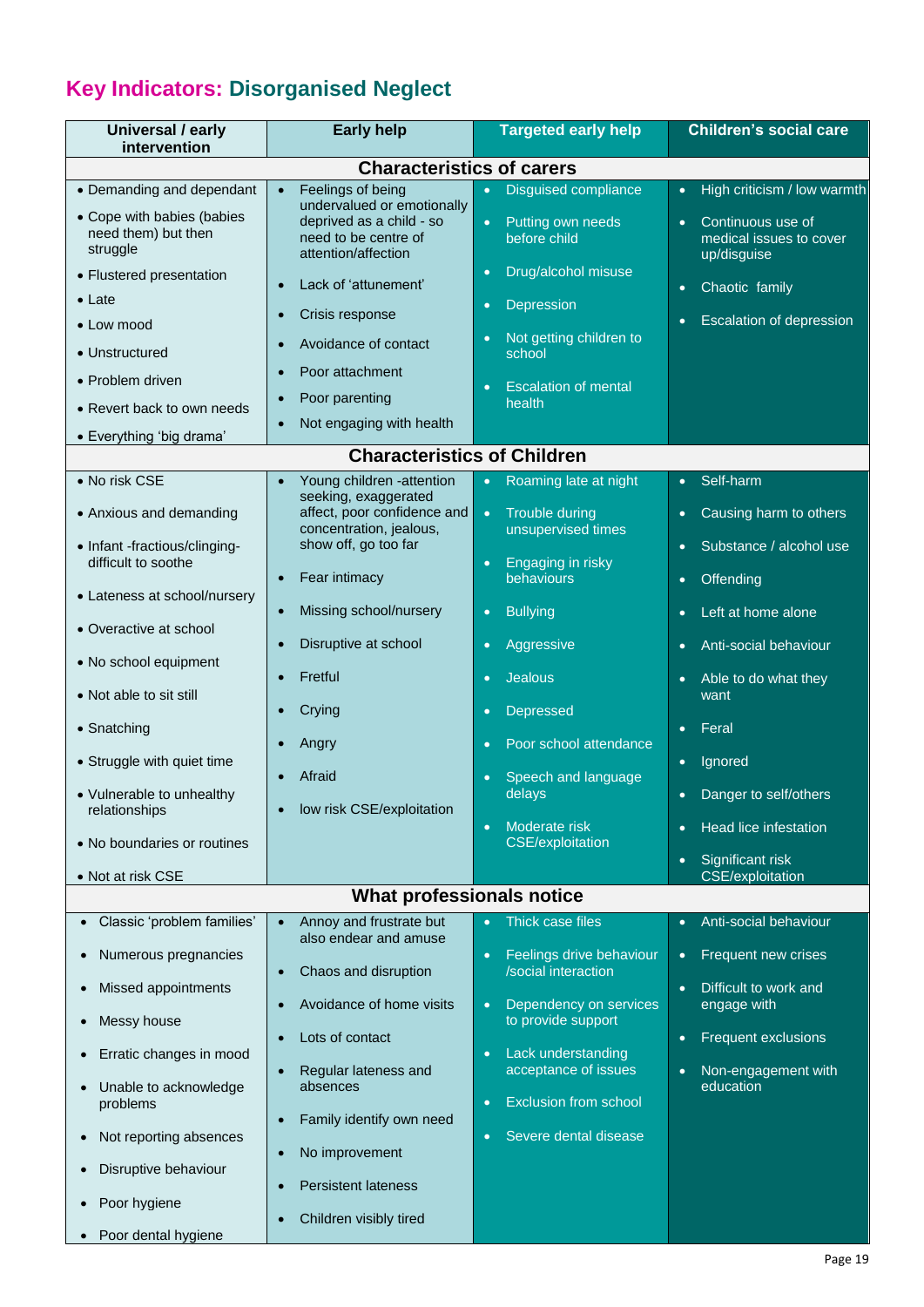# Key Indicators: Disorganised Neglect

| Universal / early intervention | Early help | Targeted early help | Children's social care |
|---|---|---|---|
| **Characteristics of carers** | | | |
| • Demanding and dependant<br>• Cope with babies (babies need them) but then struggle<br>• Flustered presentation<br>• Late<br>• Low mood<br>• Unstructured<br>• Problem driven<br>• Revert back to own needs<br>• Everything 'big drama' | • Feelings of being undervalued or emotionally deprived as a child - so need to be centre of attention/affection<br>• Lack of 'attunement'<br>• Crisis response<br>• Avoidance of contact<br>• Poor attachment<br>• Poor parenting<br>• Not engaging with health | • Disguised compliance<br>• Putting own needs before child<br>• Drug/alcohol misuse<br>• Depression<br>• Not getting children to school<br>• Escalation of mental health | • High criticism / low warmth<br>• Continuous use of medical issues to cover up/disguise<br>• Chaotic family<br>• Escalation of depression |
| **Characteristics of Children** | | | |
| • No risk CSE<br>• Anxious and demanding<br>• Infant -fractious/clinging-difficult to soothe<br>• Lateness at school/nursery<br>• Overactive at school<br>• No school equipment<br>• Not able to sit still<br>• Snatching<br>• Struggle with quiet time<br>• Vulnerable to unhealthy relationships<br>• No boundaries or routines<br>• Not at risk CSE | • Young children -attention seeking, exaggerated affect, poor confidence and concentration, jealous, show off, go too far<br>• Fear intimacy<br>• Missing school/nursery<br>• Disruptive at school<br>• Fretful<br>• Crying<br>• Angry<br>• Afraid<br>• low risk CSE/exploitation | • Roaming late at night<br>• Trouble during unsupervised times<br>• Engaging in risky behaviours<br>• Bullying<br>• Aggressive<br>• Jealous<br>• Depressed<br>• Poor school attendance<br>• Speech and language delays<br>• Moderate risk CSE/exploitation | • Self-harm<br>• Causing harm to others<br>• Substance / alcohol use<br>• Offending<br>• Left at home alone<br>• Anti-social behaviour<br>• Able to do what they want<br>• Feral<br>• Ignored<br>• Danger to self/others<br>• Head lice infestation<br>• Significant risk CSE/exploitation |
| **What professionals notice** | | | |
| • Classic 'problem families'<br>• Numerous pregnancies<br>• Missed appointments<br>• Messy house<br>• Erratic changes in mood<br>• Unable to acknowledge problems<br>• Not reporting absences<br>• Disruptive behaviour<br>• Poor hygiene<br>• Poor dental hygiene | • Annoy and frustrate but also endear and amuse<br>• Chaos and disruption<br>• Avoidance of home visits<br>• Lots of contact<br>• Regular lateness and absences<br>• Family identify own need<br>• No improvement<br>• Persistent lateness<br>• Children visibly tired | • Thick case files<br>• Feelings drive behaviour /social interaction<br>• Dependency on services to provide support<br>• Lack understanding acceptance of issues<br>• Exclusion from school<br>• Severe dental disease | • Anti-social behaviour<br>• Frequent new crises<br>• Difficult to work and engage with<br>• Frequent exclusions<br>• Non-engagement with education |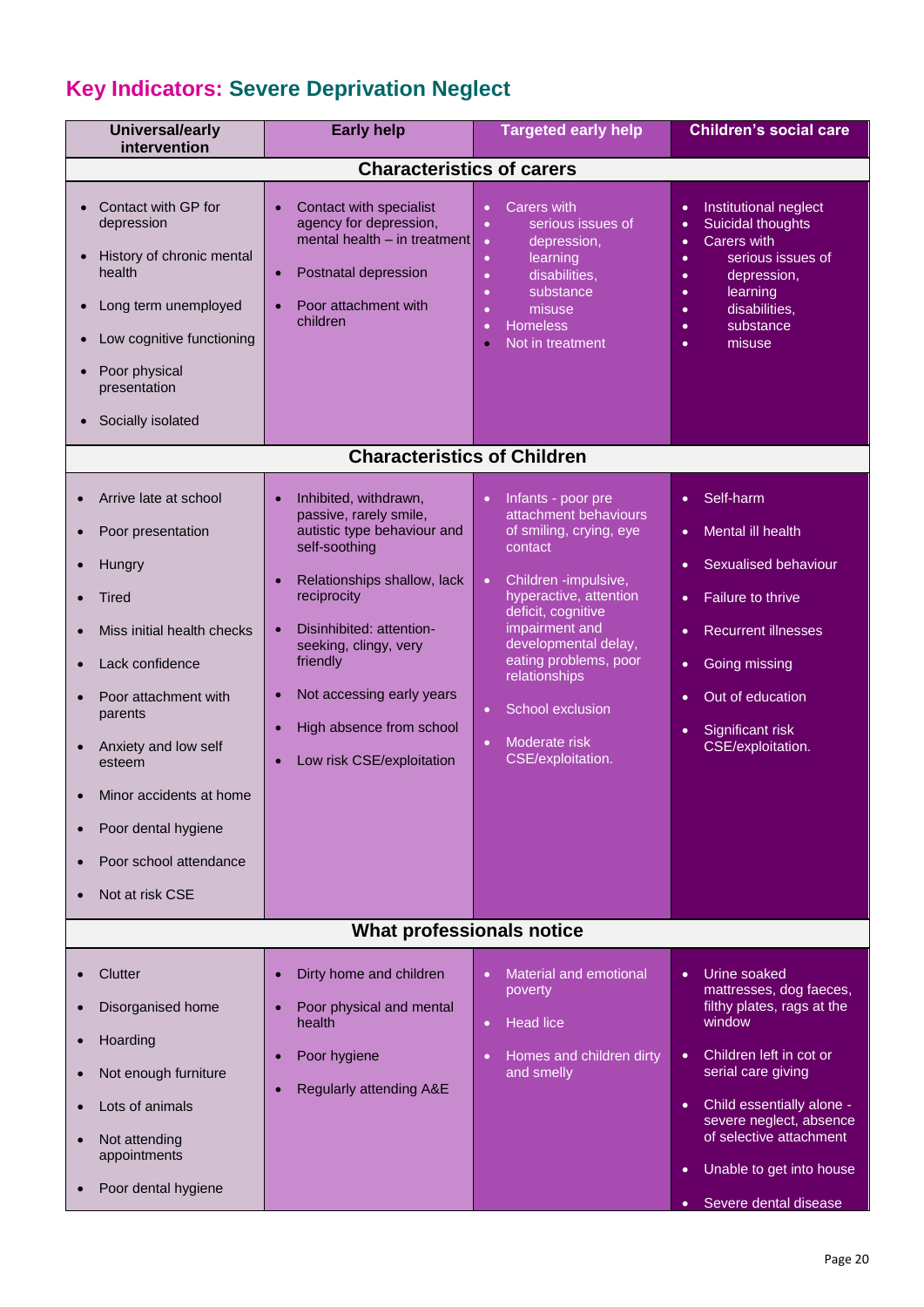## Key Indicators: Severe Deprivation Neglect

| Universal/early intervention | Early help | Targeted early help | Children's social care |
|---|---|---|---|
| **Characteristics of carers** | | | |
| • Contact with GP for depression<br>• History of chronic mental health<br>• Long term unemployed<br>• Low cognitive functioning<br>• Poor physical presentation<br>• Socially isolated | • Contact with specialist agency for depression, mental health – in treatment<br>• Postnatal depression<br>• Poor attachment with children | • Carers with serious issues of depression, learning disabilities, substance misuse<br>• Homeless<br>• Not in treatment | • Institutional neglect<br>• Suicidal thoughts<br>• Carers with serious issues of depression, learning disabilities, substance misuse |
| **Characteristics of Children** | | | |
| • Arrive late at school<br>• Poor presentation<br>• Hungry<br>• Tired<br>• Miss initial health checks<br>• Lack confidence<br>• Poor attachment with parents<br>• Anxiety and low self esteem<br>• Minor accidents at home<br>• Poor dental hygiene<br>• Poor school attendance<br>• Not at risk CSE | • Inhibited, withdrawn, passive, rarely smile, autistic type behaviour and self-soothing<br>• Relationships shallow, lack reciprocity<br>• Disinhibited: attention-seeking, clingy, very friendly<br>• Not accessing early years<br>• High absence from school<br>• Low risk CSE/exploitation | • Infants - poor pre attachment behaviours of smiling, crying, eye contact<br>• Children -impulsive, hyperactive, attention deficit, cognitive impairment and developmental delay, eating problems, poor relationships<br>• School exclusion<br>• Moderate risk CSE/exploitation. | • Self-harm<br>• Mental ill health<br>• Sexualised behaviour<br>• Failure to thrive<br>• Recurrent illnesses<br>• Going missing<br>• Out of education<br>• Significant risk CSE/exploitation. |
| **What professionals notice** | | | |
| • Clutter<br>• Disorganised home<br>• Hoarding<br>• Not enough furniture<br>• Lots of animals<br>• Not attending appointments<br>• Poor dental hygiene | • Dirty home and children<br>• Poor physical and mental health<br>• Poor hygiene<br>• Regularly attending A&E | • Material and emotional poverty<br>• Head lice<br>• Homes and children dirty and smelly | • Urine soaked mattresses, dog faeces, filthy plates, rags at the window<br>• Children left in cot or serial care giving<br>• Child essentially alone - severe neglect, absence of selective attachment<br>• Unable to get into house<br>• Severe dental disease |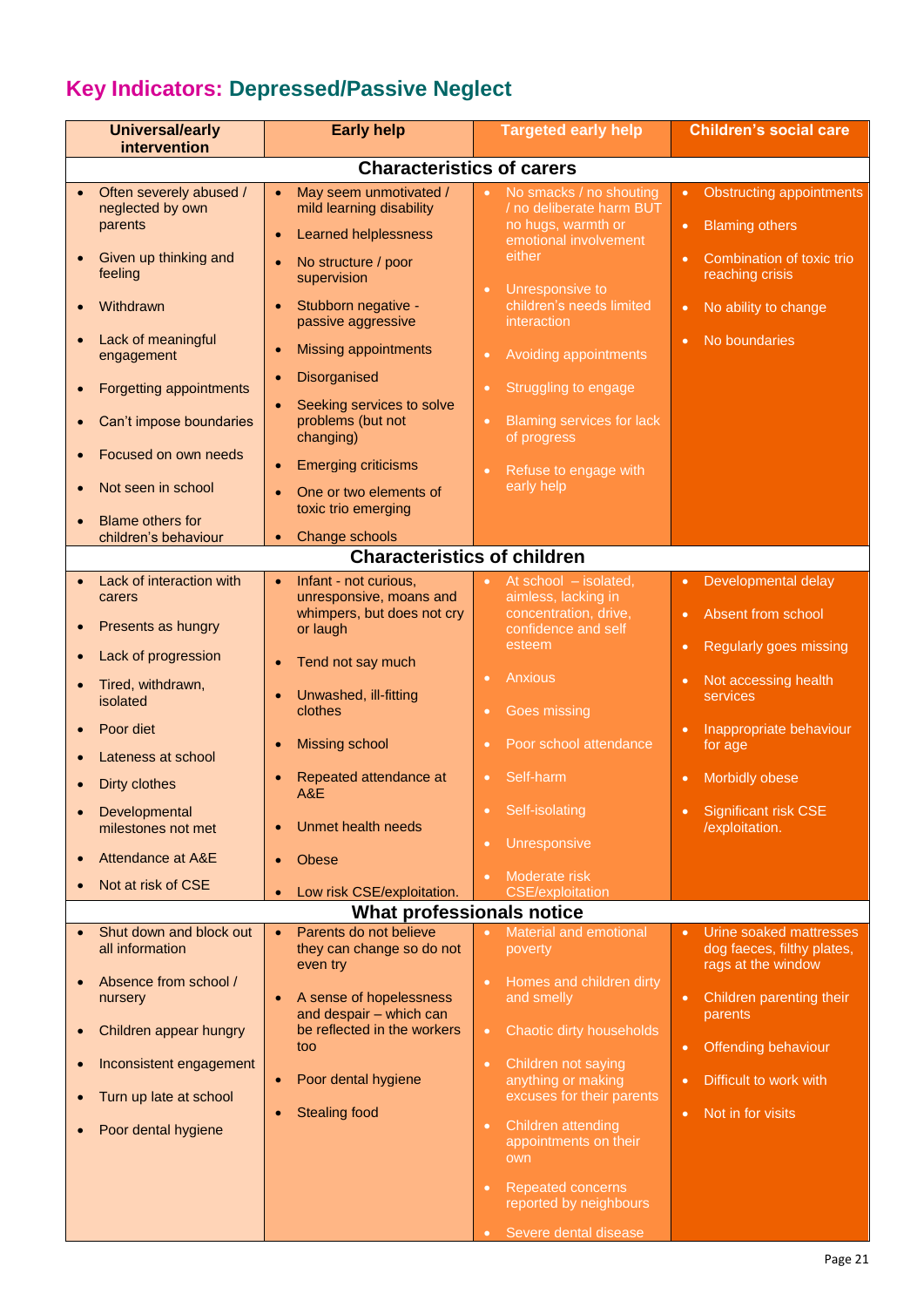## Key Indicators: Depressed/Passive Neglect

| Universal/early intervention | Early help | Targeted early help | Children's social care |
|---|---|---|---|
| **Characteristics of carers** | | | |
| • Often severely abused / neglected by own parents<br>• Given up thinking and feeling<br>• Withdrawn<br>• Lack of meaningful engagement<br>• Forgetting appointments<br>• Can't impose boundaries<br>• Focused on own needs<br>• Not seen in school<br>• Blame others for children's behaviour | • May seem unmotivated / mild learning disability<br>• Learned helplessness<br>• No structure / poor supervision<br>• Stubborn negative - passive aggressive<br>• Missing appointments<br>• Disorganised<br>• Seeking services to solve problems (but not changing)<br>• Emerging criticisms<br>• One or two elements of toxic trio emerging<br>• Change schools | • No smacks / no shouting / no deliberate harm BUT no hugs, warmth or emotional involvement either<br>• Unresponsive to children's needs limited interaction<br>• Avoiding appointments<br>• Struggling to engage<br>• Blaming services for lack of progress<br>• Refuse to engage with early help | • Obstructing appointments<br>• Blaming others<br>• Combination of toxic trio reaching crisis<br>• No ability to change<br>• No boundaries |
| **Characteristics of children** | | | |
| • Lack of interaction with carers<br>• Presents as hungry<br>• Lack of progression<br>• Tired, withdrawn, isolated<br>• Poor diet<br>• Lateness at school<br>• Dirty clothes<br>• Developmental milestones not met<br>• Attendance at A&E<br>• Not at risk of CSE | • Infant - not curious, unresponsive, moans and whimpers, but does not cry or laugh<br>• Tend not say much<br>• Unwashed, ill-fitting clothes<br>• Missing school<br>• Repeated attendance at A&E<br>• Unmet health needs<br>• Obese<br>• Low risk CSE/exploitation. | • At school – isolated, aimless, lacking in concentration, drive, confidence and self esteem<br>• Anxious<br>• Goes missing<br>• Poor school attendance<br>• Self-harm<br>• Self-isolating<br>• Unresponsive<br>• Moderate risk CSE/exploitation | • Developmental delay<br>• Absent from school<br>• Regularly goes missing<br>• Not accessing health services<br>• Inappropriate behaviour for age<br>• Morbidly obese<br>• Significant risk CSE /exploitation. |
| **What professionals notice** | | | |
| • Shut down and block out all information<br>• Absence from school / nursery<br>• Children appear hungry<br>• Inconsistent engagement<br>• Turn up late at school<br>• Poor dental hygiene | • Parents do not believe they can change so do not even try<br>• A sense of hopelessness and despair – which can be reflected in the workers too<br>• Poor dental hygiene<br>• Stealing food | • Material and emotional poverty<br>• Homes and children dirty and smelly<br>• Chaotic dirty households<br>• Children not saying anything or making excuses for their parents<br>• Children attending appointments on their own<br>• Repeated concerns reported by neighbours<br>• Severe dental disease | • Urine soaked mattresses dog faeces, filthy plates, rags at the window<br>• Children parenting their parents<br>• Offending behaviour<br>• Difficult to work with<br>• Not in for visits |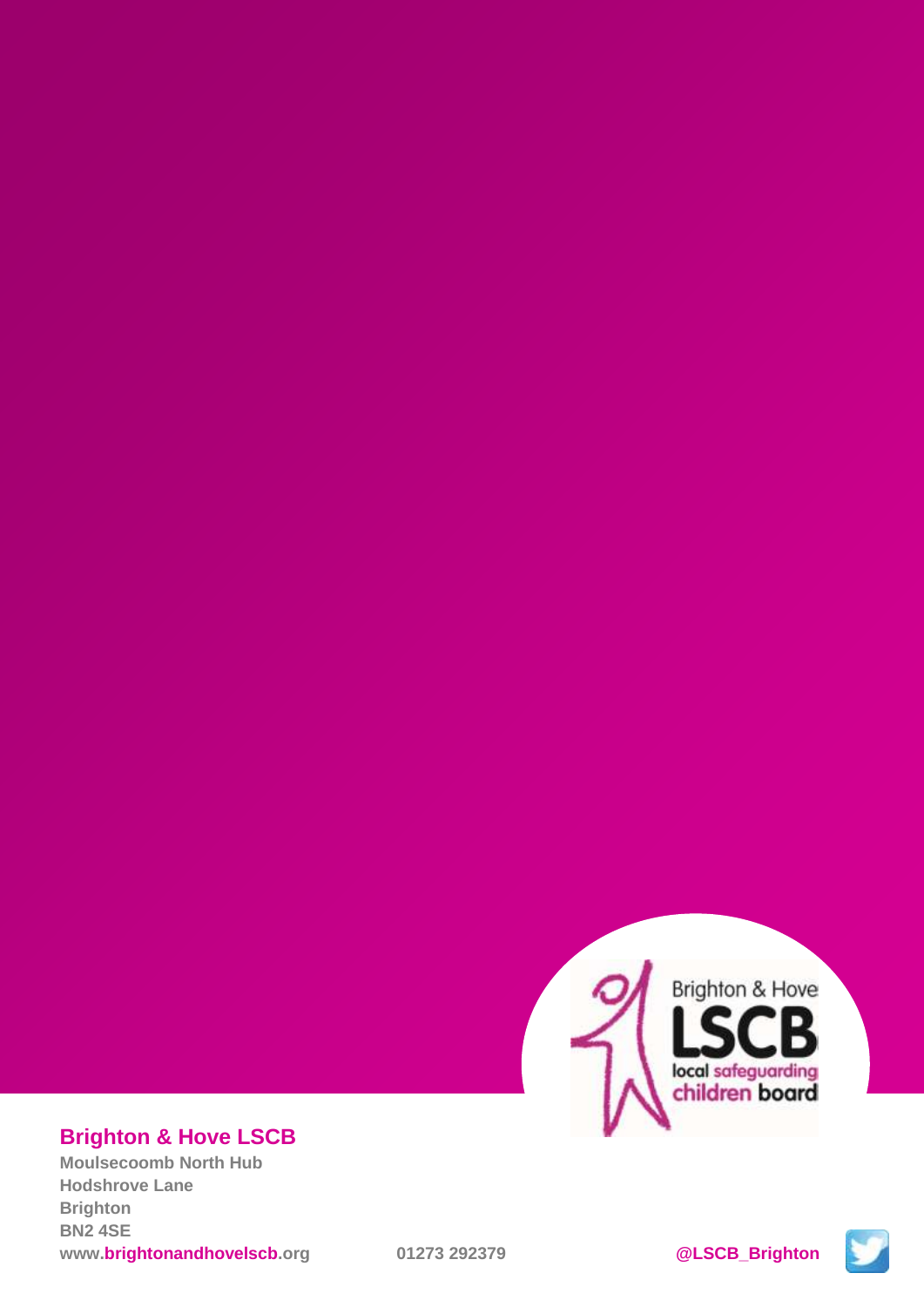**Brighton & Hove LSCB**

**Moulsecoomb North Hub**
**Hodshrove Lane**
**Brighton**
**BN2 4SE**
**www.brightonandhovelscb.org**

**01273 292379**

**@LSCB_Brighton**